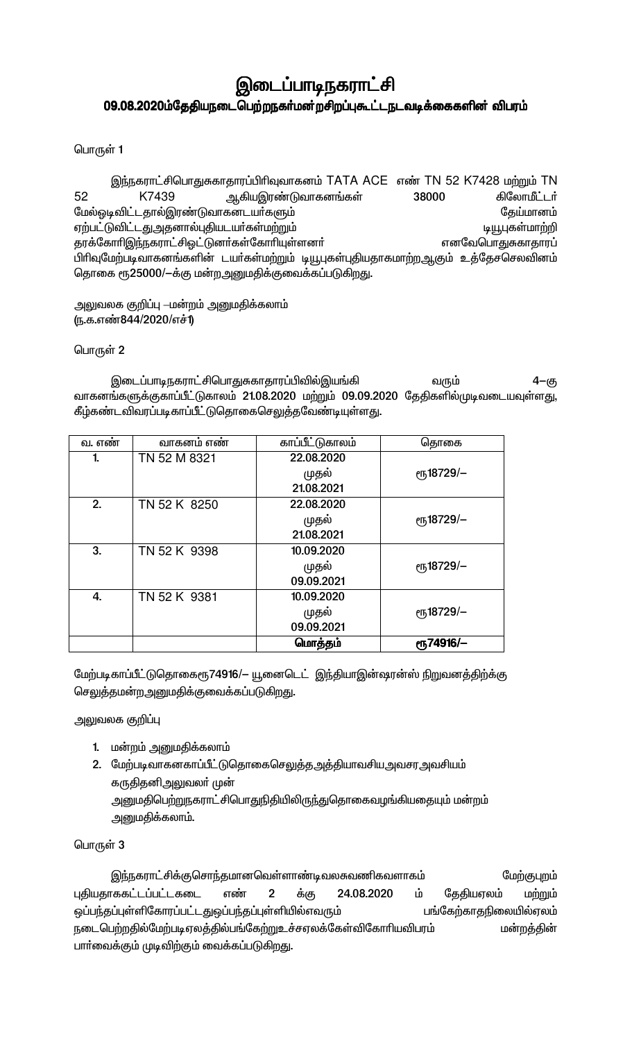# இடைப்பாடிநகராட்சி

## 09.08.2020ம்தேதியநடைபெற்றநகர்மன்றசிறப்புகூட்டநடவடிக்கைகளின் விபரம்

பொருள் 1

இந்நகராட்சிபொதுசுகாதாரப்பிரிவுவாகனம் TATA ACE எண் TN 52 K7428 மற்றும் TN 52 K7439 ஆகியஇரண்டுவாகனங்கள் 38000 கிலோமீட்டர் மேல்ஓடிவிட்டதால்இரண்டுவாகனடயர்களும் தேய்மானம் ஏற்பட்டுவிட்டதுஅதனால்புதியடயர்கள்மற்றும் டியூபுகள்மாற்றி தரக்கோரிஇந்நகராட்சிஓட்டுனர்கள்கோரியுள்ளனர் எனவேபொதுசுகாதாரப் பிரிவுமேற்படிவாகனங்களின் டயர்கள்மற்றும் டியூபுகள்புதியதாகமாற்றஆகும் உத்தேசசெலவினம் தொகை ரூ25000/–க்கு மன்றஅனுமதிக்குவைக்கப்படுகிறது.

அலுவலக குறிப்பு –மன்றம் அனுமதிக்கலாம்
(ந.க.எண்844/2020/எச்1)

பொருள் 2

இடைப்பாடிநகராட்சிபொதுசுகாதாரப்பிவில்இயங்கி வரும் 4–கு வாகனங்களுக்குகாப்பீட்டுகாலம் 21.08.2020 மற்றும் 09.09.2020 தேதிகளில்முடிவடையவுள்ளது, கீழ்கண்டவிவரப்படிகாப்பீட்டுதொகைசெலுத்தவேண்டியுள்ளது.

| வ. எண் | வாகனம் எண் | காப்பீட்டுகாலம் | தொகை |
|---|---|---|---|
| 1. | TN 52 M 8321 | 22.08.2020 முதல் 21.08.2021 | ரூ18729/– |
| 2. | TN 52 K 8250 | 22.08.2020 முதல் 21.08.2021 | ரூ18729/– |
| 3. | TN 52 K 9398 | 10.09.2020 முதல் 09.09.2021 | ரூ18729/– |
| 4. | TN 52 K 9381 | 10.09.2020 முதல் 09.09.2021 | ரூ18729/– |
| | | **மொத்தம்** | **ரூ74916/–** |

மேற்படிகாப்பீட்டுதொகைரூ74916/– யூனைடெட் இந்தியாஇன்ஷரன்ஸ் நிறுவனத்திற்கு செலுத்தமன்றஅனுமதிக்குவைக்கப்படுகிறது.

அலுவலக குறிப்பு

1. மன்றம் அனுமதிக்கலாம்
2. மேற்படிவாகனகாப்பீட்டுதொகைசெலுத்தஅத்தியாவசியஅவசரஅவசியம் கருதிதனிஅலுவலர் முன் அனுமதிபெற்றுநகராட்சிபொதுநிதியிலிருந்துதொகைவழங்கியதையும் மன்றம் அனுமதிக்கலாம்.

பொருள் 3

இந்நகராட்சிக்குசொந்தமானவெள்ளாண்டிவலசுவணிகவளாகம் மேற்குபுறம் புதியதாககட்டப்பட்டகடை எண் 2 க்கு 24.08.2020 ம் தேதியஏலம் மற்றும் ஒப்பந்தப்புள்ளிகோரப்பட்டதுஒப்பந்தப்புள்ளியில்எவரும் பங்கேற்காதநிலையில்ஏலம் நடைபெற்றதில்மேற்படிஏலத்தில்பங்கேற்றுஉச்சஏலக்கேள்விகோரியவிபரம் மன்றத்தின் பார்வைக்கும் முடிவிற்கும் வைக்கப்படுகிறது.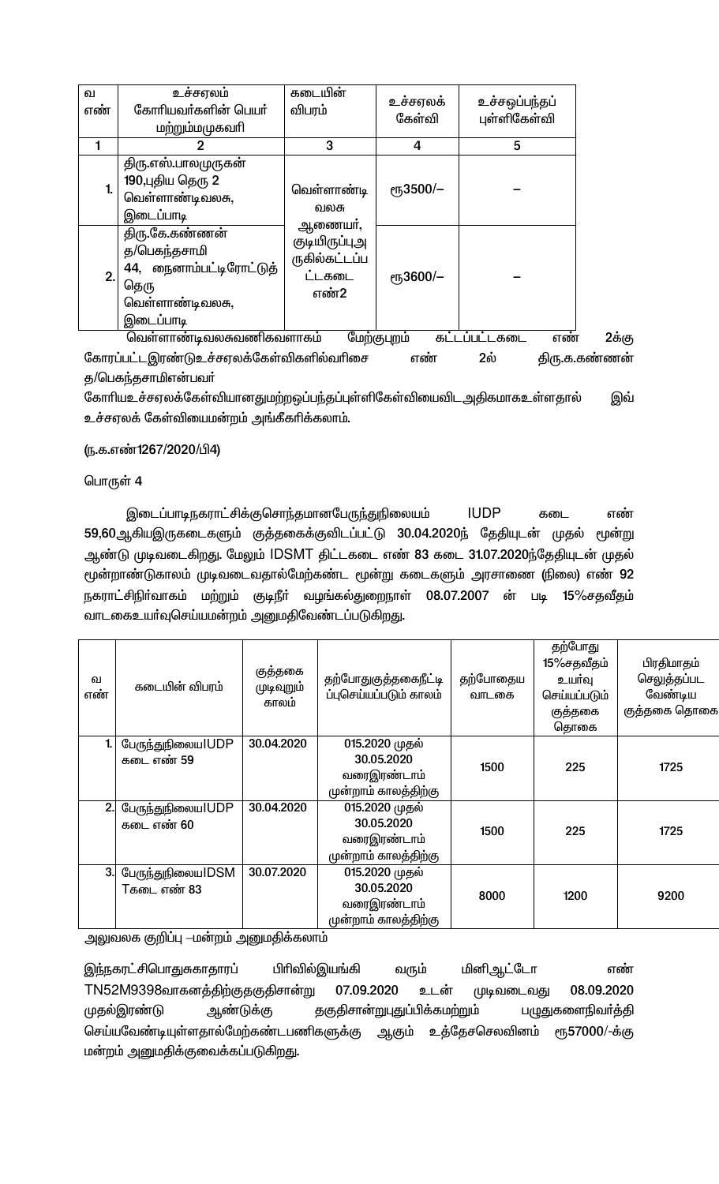| வ எண் | உச்சஏலம் கோரியவர்களின் பெயர் மற்றும்மமுகவரி | கடையின் விபரம் | உச்சஏலக் கேள்வி | உச்சஒப்பந்தப் புள்ளிகேள்வி |
|---|---|---|---|---|
| 1 | 2 | 3 | 4 | 5 |
| 1. | திரு.எஸ்.பாலமுருகன் 190,புதிய தெரு 2 வெள்ளாண்டிவலசு, இடைப்பாடி | வெள்ளாண்டி வலசு ஆணையர், குடியிருப்புஅ ருகில்கட்டப்ப ட்டகடை எண்2 | ரூ3500/– | – |
| 2. | திரு.கே.கண்ணன் த/பெகந்தசாமி 44, நைனாம்பட்டிரோட்டுத் தெரு வெள்ளாண்டிவலசு, இடைப்பாடி | | ரூ3600/– | – |

வெள்ளாண்டிவலசுவணிகவளாகம் மேற்குபுறம் கட்டப்பட்டகடை எண் 2க்கு கோரப்பட்டஇரண்டுஉச்சஏலக்கேள்விகளில்வரிசை எண் 2ல் திரு.க.கண்ணன் த/பெகந்தசாமிஎன்பவர் கோரியஉச்சஏலக்கேள்வியானதுமற்றஒப்பந்தப்புள்ளிகேள்வியைவிட அதிகமாகஉள்ளதால் இவ் உச்சஏலக் கேள்வியைமன்றம் அங்கீகரிக்கலாம்.

(ந.க.எண்1267/2020/பி4)

பொருள் 4

இடைப்பாடிநகராட்சிக்குசொந்தமானபேருந்துநிலையம் IUDP கடை எண் 59,60ஆகியஇருகடைகளும் குத்தகைக்குவிடப்பட்டு 30.04.2020ந் தேதியுடன் முதல் மூன்று ஆண்டு முடிவடைகிறது. மேலும் IDSMT திட்டகடை எண் 83 கடை 31.07.2020ந்தேதியுடன் முதல் மூன்றாண்டுகாலம் முடிவடைவதால்மேற்கண்ட மூன்று கடைகளும் அரசாணை (நிலை) எண் 92 நகராட்சிநிர்வாகம் மற்றும் குடிநீர் வழங்கல்துறைநாள் 08.07.2007 ன் படி 15%சதவீதம் வாடகைஉயர்வுசெய்யமன்றம் அனுமதிவேண்டப்படுகிறது.

| வ எண் | கடையின் விபரம் | குத்தகை முடிவுறும் காலம் | தற்போதுகுத்தகைநீட்டி ப்புசெய்யப்படும் காலம் | தற்போதைய வாடகை | தற்போது 15%சதவீதம் உயர்வு செய்யப்படும் குத்தகை தொகை | பிரதிமாதம் செலுத்தப்பட வேண்டிய குத்தகை தொகை |
|---|---|---|---|---|---|---|
| 1. | பேருந்துநிலையIUDP கடை எண் 59 | 30.04.2020 | 015.2020 முதல் 30.05.2020 வரைஇரண்டாம் மூன்றாம் காலத்திற்கு | 1500 | 225 | 1725 |
| 2. | பேருந்துநிலையIUDP கடை எண் 60 | 30.04.2020 | 015.2020 முதல் 30.05.2020 வரைஇரண்டாம் மூன்றாம் காலத்திற்கு | 1500 | 225 | 1725 |
| 3. | பேருந்துநிலையIDSMTகடை எண் 83 | 30.07.2020 | 015.2020 முதல் 30.05.2020 வரைஇரண்டாம் மூன்றாம் காலத்திற்கு | 8000 | 1200 | 9200 |

அலுவலக குறிப்பு –மன்றம் அனுமதிக்கலாம்

இந்நகராட்சிபொதுசுகாதாரப் பிரிவில்இயங்கி வரும் மினிஆட்டோ எண் TN52M9398வாகனத்திற்குதகுதிசான்று 07.09.2020 உடன் முடிவடைவது 08.09.2020 முதல்இரண்டு ஆண்டுக்கு தகுதிசான்றுபுதுப்பிக்கமற்றும் பழுதுகளைநிவர்த்தி செய்யவேண்டியுள்ளதால்மேற்கண்டபணிகளுக்கு ஆகும் உத்தேசசெலவினம் ரூ57000/-க்கு மன்றம் அனுமதிக்குவைக்கப்படுகிறது.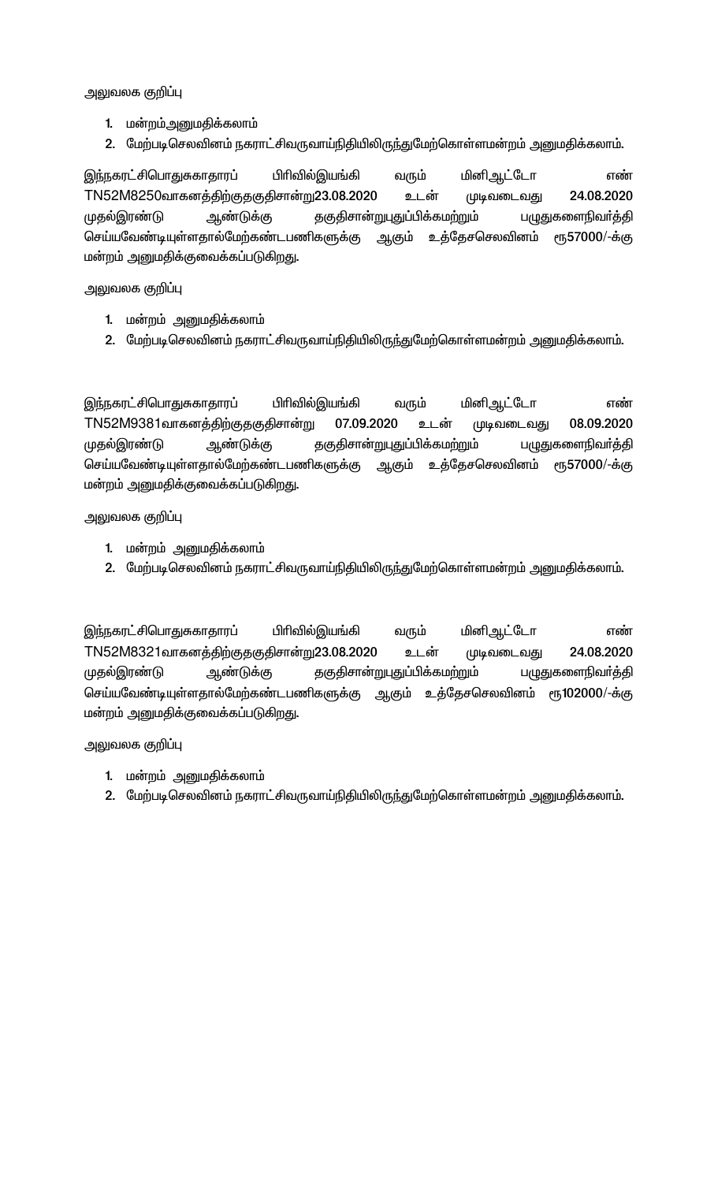அலுவலக குறிப்பு

1. மன்றம்அனுமதிக்கலாம்
2. மேற்படிசெலவினம் நகராட்சிவருவாய்நிதியிலிருந்துமேற்கொள்ளமன்றம் அனுமதிக்கலாம்.

இந்நகராட்சிபொதுசுகாதாரப் பிரிவில்இயங்கி வரும் மினிஆட்டோ எண் TN52M8250வாகனத்திற்குதகுதிசான்று23.08.2020 உடன் முடிவடைவது 24.08.2020 முதல்இரண்டு ஆண்டுக்கு தகுதிசான்றுபுதுப்பிக்கமற்றும் பழுதுகளைநிவர்த்தி செய்யவேண்டியுள்ளதால்மேற்கண்டபணிகளுக்கு ஆகும் உத்தேசசெலவினம் ரூ57000/-க்கு மன்றம் அனுமதிக்குவைக்கப்படுகிறது.

அலுவலக குறிப்பு

1. மன்றம் அனுமதிக்கலாம்
2. மேற்படிசெலவினம் நகராட்சிவருவாய்நிதியிலிருந்துமேற்கொள்ளமன்றம் அனுமதிக்கலாம்.

இந்நகராட்சிபொதுசுகாதாரப் பிரிவில்இயங்கி வரும் மினிஆட்டோ எண் TN52M9381வாகனத்திற்குதகுதிசான்று 07.09.2020 உடன் முடிவடைவது 08.09.2020 முதல்இரண்டு ஆண்டுக்கு தகுதிசான்றுபுதுப்பிக்கமற்றும் பழுதுகளைநிவர்த்தி செய்யவேண்டியுள்ளதால்மேற்கண்டபணிகளுக்கு ஆகும் உத்தேசசெலவினம் ரூ57000/-க்கு மன்றம் அனுமதிக்குவைக்கப்படுகிறது.

அலுவலக குறிப்பு

1. மன்றம் அனுமதிக்கலாம்
2. மேற்படிசெலவினம் நகராட்சிவருவாய்நிதியிலிருந்துமேற்கொள்ளமன்றம் அனுமதிக்கலாம்.

இந்நகராட்சிபொதுசுகாதாரப் பிரிவில்இயங்கி வரும் மினிஆட்டோ எண் TN52M8321வாகனத்திற்குதகுதிசான்று23.08.2020 உடன் முடிவடைவது 24.08.2020 முதல்இரண்டு ஆண்டுக்கு தகுதிசான்றுபுதுப்பிக்கமற்றும் பழுதுகளைநிவர்த்தி செய்யவேண்டியுள்ளதால்மேற்கண்டபணிகளுக்கு ஆகும் உத்தேசசெலவினம் ரூ102000/-க்கு மன்றம் அனுமதிக்குவைக்கப்படுகிறது.

அலுவலக குறிப்பு

1. மன்றம் அனுமதிக்கலாம்
2. மேற்படிசெலவினம் நகராட்சிவருவாய்நிதியிலிருந்துமேற்கொள்ளமன்றம் அனுமதிக்கலாம்.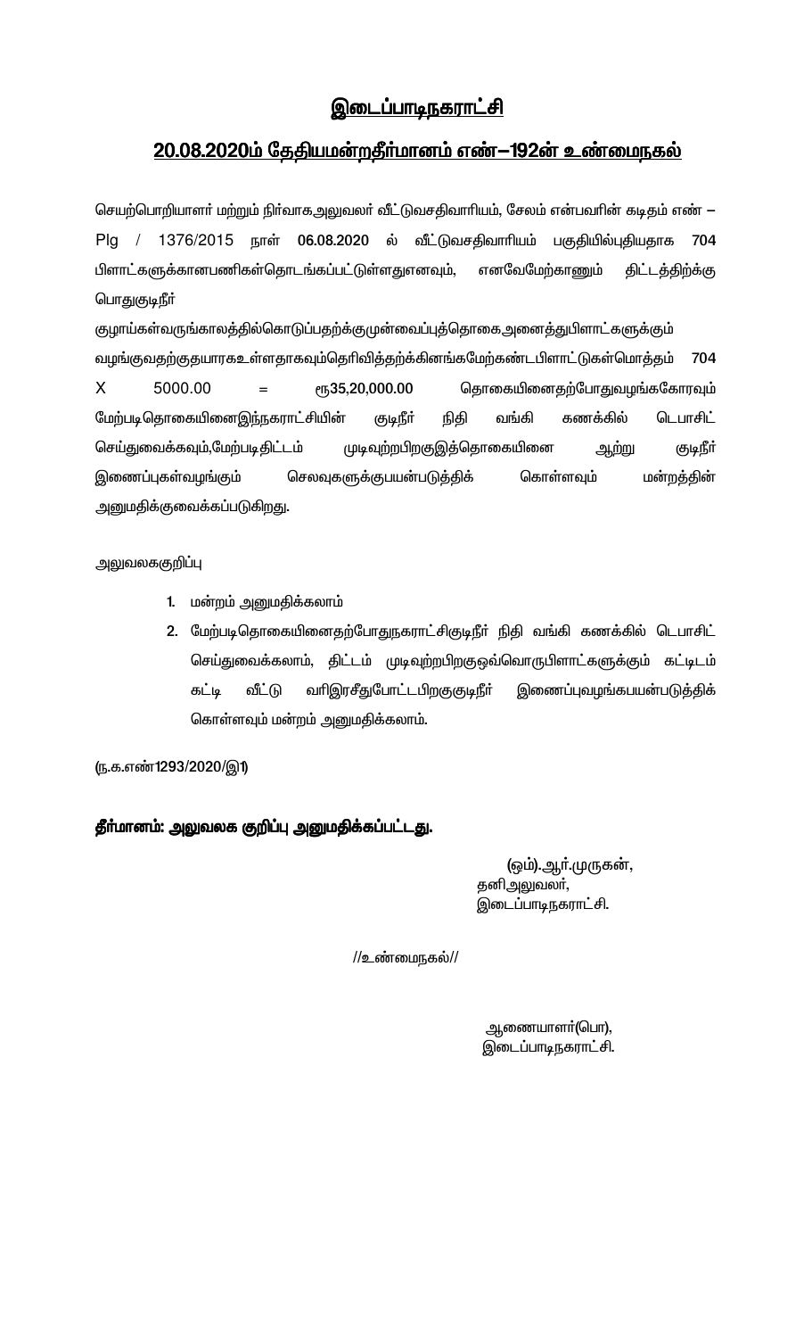## இடைப்பாடிநகராட்சி

## 20.08.2020ம் தேதியமன்றதீர்மானம் எண்–192ன் உண்மைநகல்

செயற்பொறியாளர் மற்றும் நிர்வாகஅலுவலர் வீட்டுவசதிவாரியம், சேலம் என்பவரின் கடிதம் எண் – Plg / 1376/2015 நாள் **06.08.2020** ல் வீட்டுவசதிவாரியம் பகுதியில்புதியதாக 704 பிளாட்களுக்கானபணிகள்தொடங்கப்பட்டுள்ளதுஎனவும், எனவேமேற்காணும் திட்டத்திற்கு பொதுகுடிநீர் குழாய்கள்வருங்காலத்தில்கொடுப்பதற்க்குமுன்வைப்புத்தொகை அனைத்துபிளாட்களுக்கும் வழங்குவதற்குதயாரகஉள்ளதாகவும்தெரிவித்தற்க்கினங்கமேற்கண்டபிளாட்டுகள்மொத்தம் 704 X 5000.00 = ரூ35,20,000.00 தொகையினைதற்போதுவழங்ககோரவும் மேற்படிதொகையினைஇந்நகராட்சியின் குடிநீர் நிதி வங்கி கணக்கில் டெபாசிட் செய்துவைக்கவும்,மேற்படிதிட்டம் முடிவுற்றபிறகுஇத்தொகையினை ஆற்று குடிநீர் இணைப்புகள்வழங்கும் செலவுகளுக்குபயன்படுத்திக் கொள்ளவும் மன்றத்தின் அனுமதிக்குவைக்கப்படுகிறது.

அலுவலககுறிப்பு

1. மன்றம் அனுமதிக்கலாம்
2. மேற்படிதொகையினைதற்போதுநகராட்சிகுடிநீர் நிதி வங்கி கணக்கில் டெபாசிட் செய்துவைக்கலாம், திட்டம் முடிவுற்றபிறகுஒவ்வொருபிளாட்களுக்கும் கட்டிடம் கட்டி வீட்டு வரிஇரசீதுபோட்டபிறகுகுடிநீர் இணைப்புவழங்கபயன்படுத்திக் கொள்ளவும் மன்றம் அனுமதிக்கலாம்.

(ந.க.எண்1293/2020/இ1)

**தீர்மானம்: அலுவலக குறிப்பு அனுமதிக்கப்பட்டது.**

(ஒம்).ஆர்.முருகன்,
தனிஅலுவலர்,
இடைப்பாடிநகராட்சி.

//உண்மைநகல்//

ஆணையாளர்(பொ),
இடைப்பாடிநகராட்சி.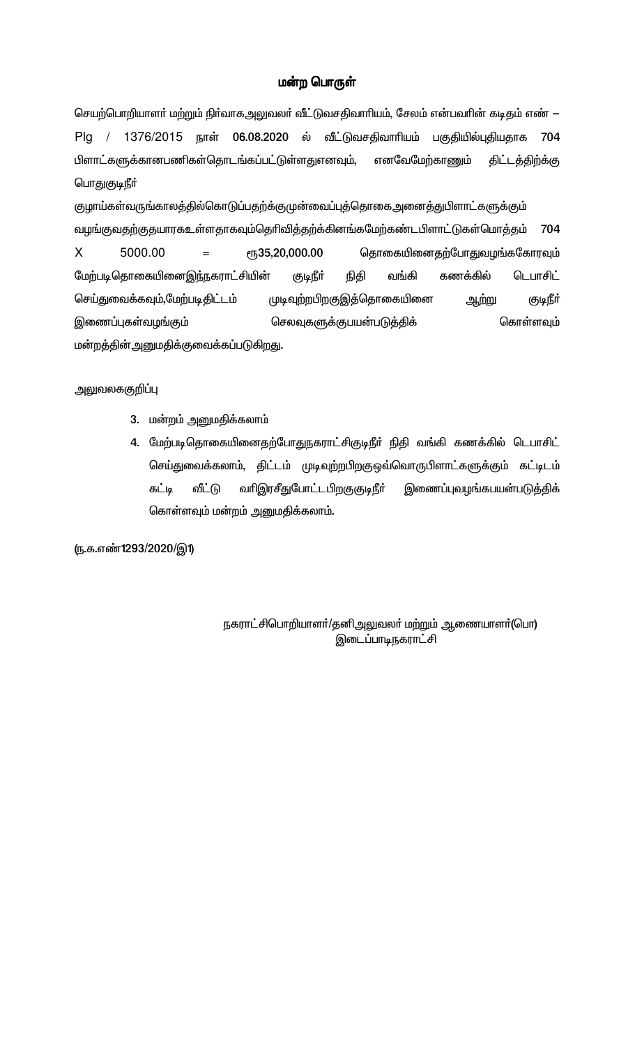## மன்ற பொருள்

செயற்பொறியாளர் மற்றும் நிர்வாகஅலுவலர் வீட்டுவசதிவாரியம், சேலம் என்பவரின் கடிதம் எண் – Plg / 1376/2015 நாள் **06.08.2020** ல் வீட்டுவசதிவாரியம் பகுதியில்புதியதாக **704** பிளாட்களுக்கானபணிகள்தொடங்கப்பட்டுள்ளதுஎனவும், எனவேமேற்காணும் திட்டத்திற்கு பொதுகுடிநீர்

குழாய்கள்வருங்காலத்தில்கொடுப்பதற்க்குமுன்வைப்புத்தொகைஅனைத்துபிளாட்களுக்கும் வழங்குவதற்குதயாரகஉள்ளதாகவும்தெரிவித்தற்க்கினங்கமேற்கண்டபிளாட்டுகள்மொத்தம் 704 X 5000.00 = ரூ**35,20,000.00** தொகையினைதற்போதுவழங்ககோரவும் மேற்படிதொகையினைஇந்நகராட்சியின் குடிநீர் நிதி வங்கி கணக்கில் டெபாசிட் செய்துவைக்கவும்,மேற்படிதிட்டம் முடிவுற்றபிறகுஇத்தொகையினை ஆற்று குடிநீர் இணைப்புகள்வழங்கும் செலவுகளுக்குபயன்படுத்திக் கொள்ளவும் மன்றத்தின்அனுமதிக்குவைக்கப்படுகிறது.

அலுவலககுறிப்பு

3. மன்றம் அனுமதிக்கலாம்
4. மேற்படிதொகையினைதற்போதுநகராட்சிகுடிநீர் நிதி வங்கி கணக்கில் டெபாசிட் செய்துவைக்கலாம், திட்டம் முடிவுற்றபிறகுஒவ்வொருபிளாட்களுக்கும் கட்டிடம் கட்டி வீட்டு வரிஇரசீதுபோட்டபிறகுகுடிநீர் இணைப்புவழங்கபயன்படுத்திக் கொள்ளவும் மன்றம் அனுமதிக்கலாம்.

(ந.க.எண்1293/2020/இ1)

நகராட்சிபொறியாளர்/தனிஅலுவலர் மற்றும் ஆணையாளர்(பொ)
இடைப்பாடிநகராட்சி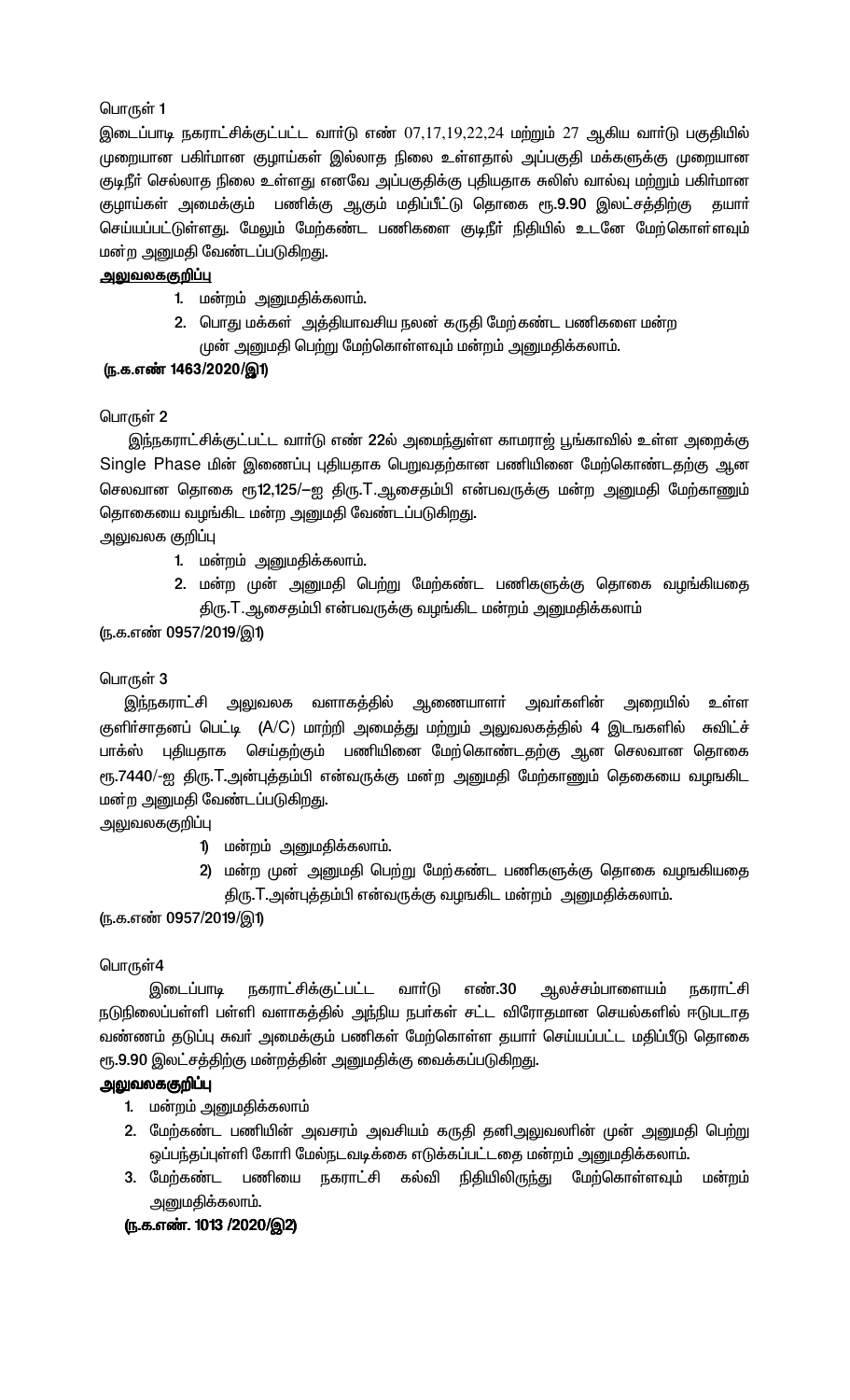பொருள் 1

இடைப்பாடி நகராட்சிக்குட்பட்ட வார்டு எண் 07,17,19,22,24 மற்றும் 27 ஆகிய வார்டு பகுதியில் முறையான பகிர்மான குழாய்கள் இல்லாத நிலை உள்ளதால் அப்பகுதி மக்களுக்கு முறையான குடிநீர் செல்லாத நிலை உள்ளது எனவே அப்பகுதிக்கு புதியதாக சுலிஸ் வால்வு மற்றும் பகிர்மான குழாய்கள் அமைக்கும் பணிக்கு ஆகும் மதிப்பீட்டு தொகை ரூ.9.90 இலட்சத்திற்கு தயார் செய்யப்பட்டுள்ளது. மேலும் மேற்கண்ட பணிகளை குடிநீர் நிதியில் உடனே மேற்கொள்ளவும் மன்ற அனுமதி வேண்டப்படுகிறது.

**அலுவலகக்குறிப்பு**

1. மன்றம் அனுமதிக்கலாம்.
2. பொது மக்கள் அத்தியாவசிய நலன் கருதி மேற்கண்ட பணிகளை மன்ற முன் அனுமதி பெற்று மேற்கொள்ளவும் மன்றம் அனுமதிக்கலாம்.

**(ந.க.எண் 1463/2020/இ1)**

பொருள் 2

இந்நகராட்சிக்குட்பட்ட வார்டு எண் 22ல் அமைந்துள்ள காமராஜ் பூங்காவில் உள்ள அறைக்கு Single Phase மின் இணைப்பு புதியதாக பெறுவதற்கான பணியினை மேற்கொண்டதற்கு ஆன செலவான தொகை ரூ12,125/—ஐ திரு.T.ஆசைதம்பி என்பவருக்கு மன்ற அனுமதி மேற்காணும் தொகையை வழங்கிட மன்ற அனுமதி வேண்டப்படுகிறது.

அலுவலக குறிப்பு

1. மன்றம் அனுமதிக்கலாம்.
2. மன்ற முன் அனுமதி பெற்று மேற்கண்ட பணிகளுக்கு தொகை வழங்கியதை திரு.T.ஆசைதம்பி என்பவருக்கு வழங்கிட மன்றம் அனுமதிக்கலாம்

(ந.க.எண் 0957/2019/இ1)

பொருள் 3

இந்நகராட்சி அலுவலக வளாகத்தில் ஆணையாளர் அவர்களின் அறையில் உள்ள குளிர்சாதனப் பெட்டி (A/C) மாற்றி அமைத்து மற்றும் அலுவலகத்தில் 4 இடஙகளில் சுவிட்ச் பாக்ஸ் புதியதாக செய்தற்கும் பணியினை மேற்கொண்டதற்கு ஆன செலவான தொகை ரூ.7440/-ஐ திரு.T.அன்புத்தம்பி என்வருக்கு மன்ற அனுமதி மேற்காணும் தெகையை வழஙகிட மன்ற அனுமதி வேண்டப்படுகிறது.

அலுவலககுறிப்பு

1) மன்றம் அனுமதிக்கலாம்.
2) மன்ற முன் அனுமதி பெற்று மேற்கண்ட பணிகளுக்கு தொகை வழஙகியதை திரு.T.அன்புத்தம்பி என்வருக்கு வழஙகிட மன்றம் அனுமதிக்கலாம்.

(ந.க.எண் 0957/2019/இ1)

பொருள்4

இடைப்பாடி நகராட்சிக்குட்பட்ட வார்டு எண்.30 ஆலச்சம்பாளையம் நகராட்சி நடுநிலைப்பள்ளி பள்ளி வளாகத்தில் அந்நிய நபர்கள் சட்ட விரோதமான செயல்களில் ஈடுபடாத வண்ணம் தடுப்பு சுவர் அமைக்கும் பணிகள் மேற்கொள்ள தயார் செய்யப்பட்ட மதிப்பீடு தொகை ரூ.9.90 இலட்சத்திற்கு மன்றத்தின் அனுமதிக்கு வைக்கப்படுகிறது.

**அலுவலககுறிப்பு**

1. மன்றம் அனுமதிக்கலாம்
2. மேற்கண்ட பணியின் அவசரம் அவசியம் கருதி தனிஅலுவலரின் முன் அனுமதி பெற்று ஒப்பந்தப்புள்ளி கோரி மேல்நடவடிக்கை எடுக்கப்பட்டதை மன்றம் அனுமதிக்கலாம்.
3. மேற்கண்ட பணியை நகராட்சி கல்வி நிதியிலிருந்து மேற்கொள்ளவும் மன்றம் அனுமதிக்கலாம்.

**(ந.க.எண். 1013 /2020/இ2)**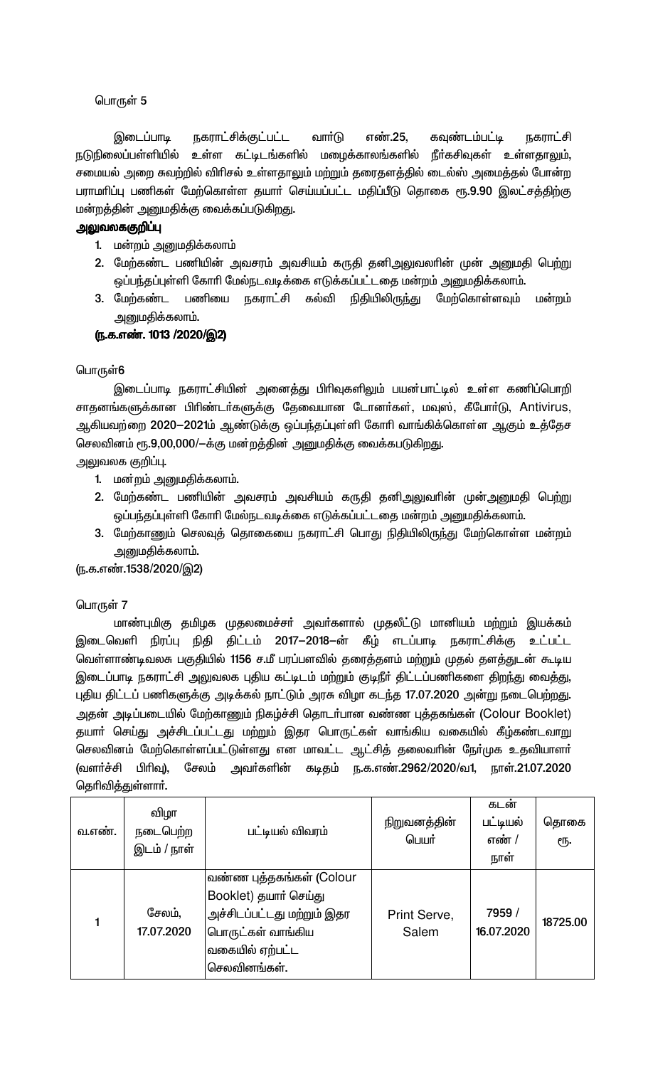பொருள் 5

இடைப்பாடி நகராட்சிக்குட்பட்ட வார்டு எண்.25, கவுண்டம்பட்டி நகராட்சி நடுநிலைப்பள்ளியில் உள்ள கட்டிடங்களில் மழைக்காலங்களில் நீர்கசிவுகள் உள்ளதாலும், சமையல் அறை சுவற்றில் விரிசல் உள்ளதாலும் மற்றும் தரைதளத்தில் டைல்ஸ் அமைத்தல் போன்ற பராமரிப்பு பணிகள் மேற்கொள்ள தயார் செய்யப்பட்ட மதிப்பீடு தொகை ரூ.9.90 இலட்சத்திற்கு மன்றத்தின் அனுமதிக்கு வைக்கப்படுகிறது.

**அலுவலககுறிப்பு**

1. மன்றம் அனுமதிக்கலாம்
2. மேற்கண்ட பணியின் அவசரம் அவசியம் கருதி தனிஅலுவலரின் முன் அனுமதி பெற்று ஒப்பந்தப்புள்ளி கோரி மேல்நடவடிக்கை எடுக்கப்பட்டதை மன்றம் அனுமதிக்கலாம்.
3. மேற்கண்ட பணியை நகராட்சி கல்வி நிதியிலிருந்து மேற்கொள்ளவும் மன்றம் அனுமதிக்கலாம்.

**(ந.க.எண். 1013 /2020/இ2)**

பொருள்6

இடைப்பாடி நகராட்சியின் அனைத்து பிரிவுகளிலும் பயன்பாட்டில் உள்ள கணிப்பொறி சாதனங்களுக்கான பிரிண்டர்களுக்கு தேவையான டோனர்கள், மவுஸ், கீபோர்டு, Antivirus, ஆகியவற்றை 2020–2021ம் ஆண்டுக்கு ஒப்பந்தப்புள்ளி கோரி வாங்கிக்கொள்ள ஆகும் உத்தேச செலவினம் ரூ.9,00,000/–க்கு மன்றத்தின் அனுமதிக்கு வைக்கபடுகிறது.

அலுவலக குறிப்பு.

1. மன்றம் அனுமதிக்கலாம்.
2. மேற்கண்ட பணியின் அவசரம் அவசியம் கருதி தனிஅலுவரின் முன்அனுமதி பெற்று ஒப்பந்தப்புள்ளி கோரி மேல்நடவடிக்கை எடுக்கப்பட்டதை மன்றம் அனுமதிக்கலாம்.
3. மேற்காணும் செலவுத் தொகையை நகராட்சி பொது நிதியிலிருந்து மேற்கொள்ள மன்றம் அனுமதிக்கலாம்.

(ந.க.எண்.1538/2020/இ2)

பொருள் 7

மாண்புமிகு தமிழக முதலமைச்சர் அவர்களால் முதலீட்டு மானியம் மற்றும் இயக்கம் இடைவெளி நிரப்பு நிதி திட்டம் 2017–2018–ன் கீழ் எடப்பாடி நகராட்சிக்கு உட்பட்ட வெள்ளாண்டிவலசு பகுதியில் 1156 ச.மீ பரப்பளவில் தரைத்தளம் மற்றும் முதல் தளத்துடன் கூடிய இடைப்பாடி நகராட்சி அலுவலக புதிய கட்டிடம் மற்றும் குடிநீர் திட்டப்பணிகளை திறந்து வைத்து, புதிய திட்டப் பணிகளுக்கு அடிக்கல் நாட்டும் அரசு விழா கடந்த 17.07.2020 அன்று நடைபெற்றது. அதன் அடிப்படையில் மேற்காணும் நிகழ்ச்சி தொடர்பான வண்ண புத்தகங்கள் (Colour Booklet) தயார் செய்து அச்சிடப்பட்டது மற்றும் இதர பொருட்கள் வாங்கிய வகையில் கீழ்கண்டவாறு செலவினம் மேற்கொள்ளப்பட்டுள்ளது என மாவட்ட ஆட்சித் தலைவரின் நேர்முக உதவியாளர் (வளர்ச்சி பிரிவு), சேலம் அவர்களின் கடிதம் ந.க.எண்.2962/2020/வ1, நாள்.21.07.2020 தெரிவித்துள்ளார்.

| வ.எண். | விழா நடைபெற்ற இடம் / நாள் | பட்டியல் விவரம் | நிறுவனத்தின் பெயர் | கடன் பட்டியல் எண் / நாள் | தொகை ரூ. |
|---|---|---|---|---|---|
| 1 | சேலம், 17.07.2020 | வண்ண புத்தகங்கள் (Colour Booklet) தயார் செய்து அச்சிடப்பட்டது மற்றும் இதர பொருட்கள் வாங்கிய வகையில் ஏற்பட்ட செலவினங்கள். | Print Serve, Salem | 7959 / 16.07.2020 | 18725.00 |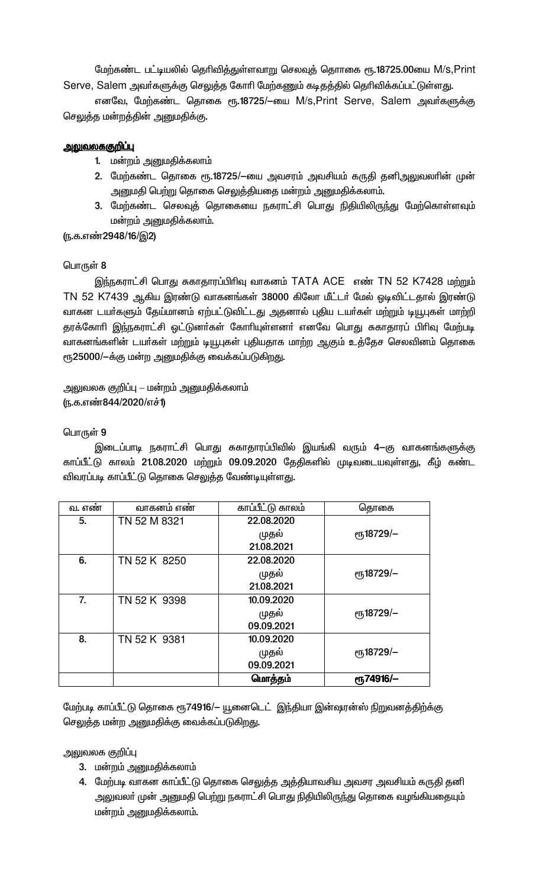மேற்கண்ட பட்டியலில் தெரிவித்துள்ளவாறு செலவுத் தொகை ரூ.18725.00யை M/s,Print Serve, Salem அவர்களுக்கு செலுத்த கோரி மேற்கணும் கடிதத்தில் தெரிவிக்கப்பட்டுள்ளது.

எனவே, மேற்கண்ட தொகை ரூ.18725/–யை M/s,Print Serve, Salem அவர்களுக்கு செலுத்த மன்றத்தின் அனுமதிக்கு.

**அலுவலககுறிப்பு**

1. மன்றம் அனுமதிக்கலாம்
2. மேற்கண்ட தொகை ரூ.18725/–யை அவசரம் அவசியம் கருதி தனிஅலுவலரின் முன் அனுமதி பெற்று தொகை செலுத்தியதை மன்றம் அனுமதிக்கலாம்.
3. மேற்கண்ட செலவுத் தொகையை நகராட்சி பொது நிதியிலிருந்து மேற்கொள்ளவும் மன்றம் அனுமதிக்கலாம்.

(ந.க.எண்2948/16/இ2)

பொருள் 8

இந்நகராட்சி பொது சுகாதாரப்பிரிவு வாகனம் TATA ACE எண் TN 52 K7428 மற்றும் TN 52 K7439 ஆகிய இரண்டு வாகனங்கள் 38000 கிலோ மீட்டர் மேல் ஓடிவிட்டதால் இரண்டு வாகன டயர்களும் தேய்மானம் ஏற்பட்டுவிட்டது அதனால் புதிய டயர்கள் மற்றும் டியூபுகள் மாற்றி தரக்கோரி இந்நகராட்சி ஓட்டுனர்கள் கோரியுள்ளனர் எனவே பொது சுகாதாரப் பிரிவு மேற்படி வாகனங்களின் டயர்கள் மற்றும் டியூபுகள் புதியதாக மாற்ற ஆகும் உத்தேச செலவினம் தொகை ரூ25000/–க்கு மன்ற அனுமதிக்கு வைக்கப்படுகிறது.

அலுவலக குறிப்பு – மன்றம் அனுமதிக்கலாம்
(ந.க.எண்844/2020/எச்1)

பொருள் 9

இடைப்பாடி நகராட்சி பொது சுகாதாரப்பிவில் இயங்கி வரும் 4–கு வாகனங்களுக்கு காப்பீட்டு காலம் 21.08.2020 மற்றும் 09.09.2020 தேதிகளில் முடிவடையவுள்ளது, கீழ் கண்ட விவரப்படி காப்பீட்டு தொகை செலுத்த வேண்டியுள்ளது.

| வ. எண் | வாகனம் எண் | காப்பீட்டு காலம் | தொகை |
|---|---|---|---|
| 5. | TN 52 M 8321 | 22.08.2020 முதல் 21.08.2021 | ரூ18729/– |
| 6. | TN 52 K 8250 | 22.08.2020 முதல் 21.08.2021 | ரூ18729/– |
| 7. | TN 52 K 9398 | 10.09.2020 முதல் 09.09.2021 | ரூ18729/– |
| 8. | TN 52 K 9381 | 10.09.2020 முதல் 09.09.2021 | ரூ18729/– |
| | | **மொத்தம்** | **ரூ74916/–** |

மேற்படி காப்பீட்டு தொகை ரூ74916/– யுனைடெட் இந்தியா இன்ஷரன்ஸ் நிறுவனத்திற்கு செலுத்த மன்ற அனுமதிக்கு வைக்கப்படுகிறது.

அலுவலக குறிப்பு

3. மன்றம் அனுமதிக்கலாம்
4. மேற்படி வாகன காப்பீட்டு தொகை செலுத்த அத்தியாவசிய அவசர அவசியம் கருதி தனி அலுவலர் முன் அனுமதி பெற்று நகராட்சி பொது நிதியிலிருந்து தொகை வழங்கியதையும் மன்றம் அனுமதிக்கலாம்.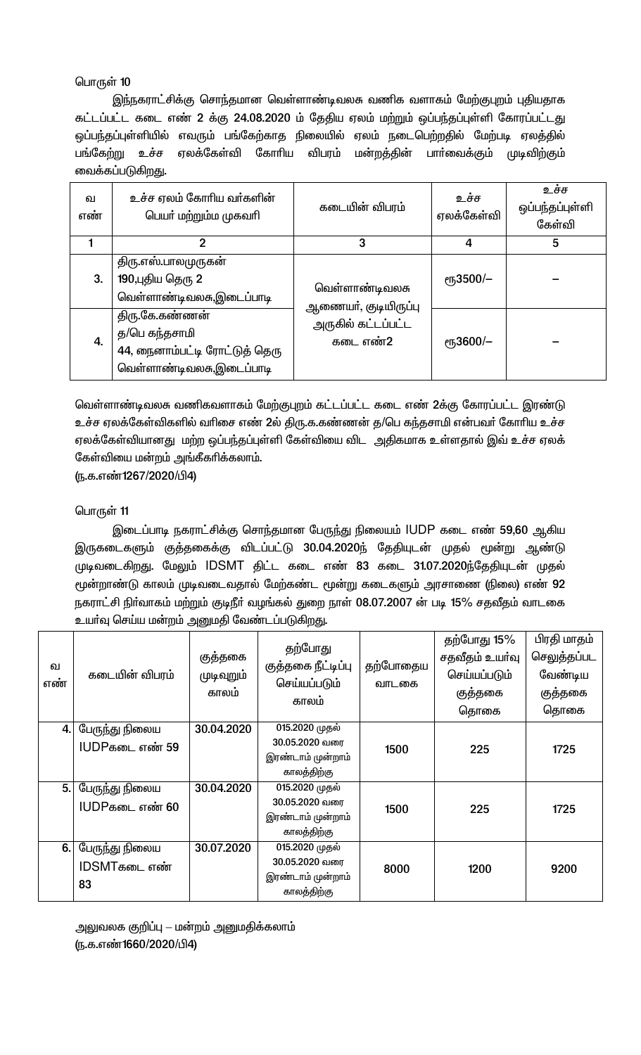பொருள் 10

இந்நகராட்சிக்கு சொந்தமான வெள்ளாண்டிவலசு வணிக வளாகம் மேற்குபுறம் புதியதாக கட்டப்பட்ட கடை எண் 2 க்கு 24.08.2020 ம் தேதிய ஏலம் மற்றும் ஒப்பந்தப்புள்ளி கோரப்பட்டது ஒப்பந்தப்புள்ளியில் எவரும் பங்கேற்காத நிலையில் ஏலம் நடைபெற்றதில் மேற்படி ஏலத்தில் பங்கேற்று உச்ச ஏலக்கேள்வி கோரிய விபரம் மன்றத்தின் பார்வைக்கும் முடிவிற்கும் வைக்கப்படுகிறது.

| வ எண் | உச்ச ஏலம் கோரிய வர்களின் பெயர் மற்றும்ம முகவரி | கடையின் விபரம் | உச்ச ஏலக்கேள்வி | உச்ச ஒப்பந்தப்புள்ளி கேள்வி |
|---|---|---|---|---|
| 1 | 2 | 3 | 4 | 5 |
| 3. | திரு.எஸ்.பாலமுருகன் 190,புதிய தெரு 2 வெள்ளாண்டிவலசு,இடைப்பாடி | வெள்ளாண்டிவலசு ஆணையர், குடியிருப்பு அருகில் கட்டப்பட்ட கடை எண்2 | ரூ3500/– | – |
| 4. | திரு.கே.கண்ணன் த/பெ கந்தசாமி 44, நைனாம்பட்டி ரோட்டுத் தெரு வெள்ளாண்டிவலசு,இடைப்பாடி | | ரூ3600/– | – |

வெள்ளாண்டிவலசு வணிகவளாகம் மேற்குபுறம் கட்டப்பட்ட கடை எண் 2க்கு கோரப்பட்ட இரண்டு உச்ச ஏலக்கேள்விகளில் வரிசை எண் 2ல் திரு.க.கண்ணன் த/பெ கந்தசாமி என்பவர் கோரிய உச்ச ஏலக்கேள்வியானது மற்ற ஒப்பந்தப்புள்ளி கேள்வியை விட அதிகமாக உள்ளதால் இவ் உச்ச ஏலக் கேள்வியை மன்றம் அங்கீகரிக்கலாம்.

(ந.க.எண்1267/2020/பி4)

பொருள் 11

இடைப்பாடி நகராட்சிக்கு சொந்தமான பேருந்து நிலையம் IUDP கடை எண் 59,60 ஆகிய இருகடைகளும் குத்தகைக்கு விடப்பட்டு 30.04.2020ந் தேதியுடன் முதல் மூன்று ஆண்டு முடிவடைகிறது. மேலும் IDSMT திட்ட கடை எண் 83 கடை 31.07.2020ந்தேதியுடன் முதல் மூன்றாண்டு காலம் முடிவடைவதால் மேற்கண்ட மூன்று கடைகளும் அரசாணை (நிலை) எண் 92 நகராட்சி நிர்வாகம் மற்றும் குடிநீர் வழங்கல் துறை நாள் 08.07.2007 ன் படி 15% சதவீதம் வாடகை உயர்வு செய்ய மன்றம் அனுமதி வேண்டப்படுகிறது.

| வ எண் | கடையின் விபரம் | குத்தகை முடிவுறும் காலம் | தற்போது குத்தகை நீட்டிப்பு செய்யப்படும் காலம் | தற்போதைய வாடகை | தற்போது 15% சதவீதம் உயர்வு செய்யப்படும் குத்தகை தொகை | பிரதி மாதம் செலுத்தப்பட வேண்டிய குத்தகை தொகை |
|---|---|---|---|---|---|---|
| 4. | பேருந்து நிலைய IUDPகடை எண் 59 | 30.04.2020 | 015.2020 முதல் 30.05.2020 வரை இரண்டாம் மூன்றாம் காலத்திற்கு | 1500 | 225 | 1725 |
| 5. | பேருந்து நிலைய IUDPகடை எண் 60 | 30.04.2020 | 015.2020 முதல் 30.05.2020 வரை இரண்டாம் மூன்றாம் காலத்திற்கு | 1500 | 225 | 1725 |
| 6. | பேருந்து நிலைய IDSMTகடை எண் 83 | 30.07.2020 | 015.2020 முதல் 30.05.2020 வரை இரண்டாம் மூன்றாம் காலத்திற்கு | 8000 | 1200 | 9200 |

அலுவலக குறிப்பு – மன்றம் அனுமதிக்கலாம்

(ந.க.எண்1660/2020/பி4)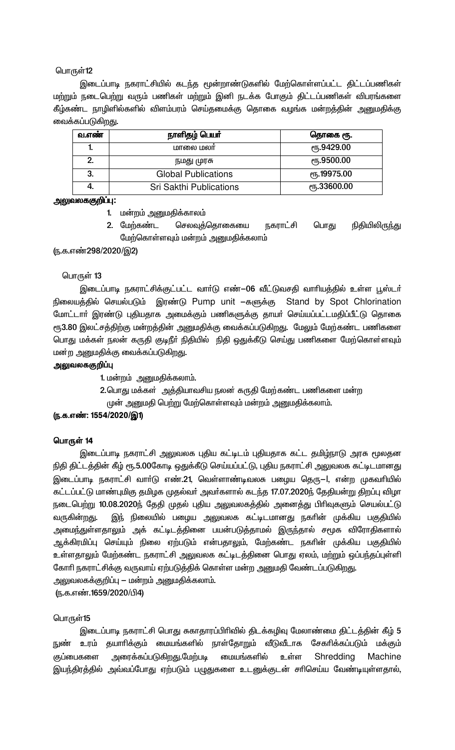பொருள்12

இடைப்பாடி நகராட்சியில் கடந்த மூன்றாண்டுகளில் மேற்கொள்ளப்பட்ட திட்டப்பணிகள் மற்றும் நடைபெற்று வரும் பணிகள் மற்றும் இனி நடக்க போகும் திட்டப்பணிகள் விபரங்களை கீழ்கண்ட நாழிளிகளில் விளம்பரம் செய்தமைக்கு தொகை வழங்க மன்றத்தின் அனுமதிக்கு வைக்கப்படுகிறது.

| வ.எண் | நாளிதழ் பெயர் | தொகை ரூ. |
|---|---|---|
| 1. | மாலை மலர் | ரூ.9429.00 |
| 2. | நமது முரசு | ரூ.9500.00 |
| 3. | Global Publications | ரூ.19975.00 |
| 4. | Sri Sakthi Publications | ரூ.33600.00 |

**அலுவலகக்குறிப்பு:**

1. மன்றம் அனுமதிக்காலம்
2. மேற்கண்ட செலவுத்தொகையை நகராட்சி பொது நிதியிலிருந்து மேற்கொள்ளவும் மன்றம் அனுமதிக்கலாம்

(ந.க.எண்298/2020/இ2)

பொருள் 13

இடைப்பாடி நகராட்சிக்குட்பட்ட வார்டு எண்–06 வீட்டுவசதி வாரியத்தில் உள்ள பூஸ்டர் நிலையத்தில் செயல்படும் இரண்டு Pump unit –களுக்கு Stand by Spot Chlorination மோட்டார் இரண்டு புதியதாக அமைக்கும் பணிகளுக்கு தாயர் செய்யப்பட்டமதிப்பீட்டு தொகை ரூ3.80 இலட்சத்திற்கு மன்றத்தின் அனுமதிக்கு வைக்கப்படுகிறது. மேலும் மேற்கண்ட பணிகளை பொது மக்கள் நலன் கருதி குடிநீர் நிதியில் நிதி ஒதுக்கீடு செய்து பணிகளை மேற்கொள்ளவும் மன்ற அனுமதிக்கு வைக்கப்படுகிறது.

**அலுவலககுறிப்பு**

1. மன்றம் அனுமதிக்கலாம்.
2. பொது மக்கள் அத்தியாவசிய நலன் கருதி மேற்கண்ட பணிகளை மன்ற முன் அனுமதி பெற்று மேற்கொள்ளவும் மன்றம் அனுமதிக்கலாம்.

**(ந.க.எண்: 1554/2020/இ1)**

**பொருள் 14**

இடைப்பாடி நகராட்சி அலுவலக புதிய கட்டிடம் புதியதாக கட்ட தமிழ்நாடு அரசு மூலதன நிதி திட்டத்தின் கீழ் ரூ.5.00கோடி ஒதுக்கீடு செய்யப்பட்டு, புதிய நகராட்சி அலுவலக கட்டிடமானது இடைப்பாடி நகராட்சி வார்டு எண்.21, வெள்ளாண்டிவலசு பழைய தெரு–I, என்ற முகவரியில் கட்டப்பட்டு மாண்புமிகு தமிழக முதல்வர் அவர்களால் கடந்த 17.07.2020ந் தேதியன்று திறப்பு விழா நடைபெற்று 10.08.2020ந் தேதி முதல் புதிய அலுவலகத்தில் அனைத்து பிரிவுகளும் செயல்பட்டு வருகின்றது. இந் நிலையில் பழைய அலுவலக கட்டிடமானது நகரின் முக்கிய பகுதியில் அமைந்துள்ளதாலும் அக் கட்டிடத்தினை பயன்படுத்தாமல் இருந்தால் சமூக விரோதிகளால் ஆக்கிரமிப்பு செய்யும் நிலை ஏற்படும் என்பதாலும், மேற்கண்ட நகரின் முக்கிய பகுதியில் உள்ளதாலும் மேற்கண்ட நகராட்சி அலுவலக கட்டிடத்தினை பொது ஏலம், மற்றும் ஒப்பந்தப்புள்ளி கோரி நகராட்சிக்கு வருவாய் ஏற்படுத்திக் கொள்ள மன்ற அனுமதி வேண்டப்படுகிறது.

அலுவலகக்குறிப்பு – மன்றம் அனுமதிக்கலாம்.

(ந.க.எண்.1659/2020/பி4)

பொருள்15

இடைப்பாடி நகராட்சி பொது சுகாதாரப்பிரிவில் திடக்கழிவு மேலாண்மை திட்டத்தின் கீழ் 5 நுண் உரம் தயாரிக்கும் மையங்களில் நாள்தோறும் வீடுவீடாக சேகரிக்கப்படும் மக்கும் குப்பைகளை அரைக்கப்படுகிறது.மேற்படி மையங்களில் உள்ள Shredding Machine இயந்திரத்தில் அவ்வப்போது ஏற்படும் பழுதுகளை உடனுக்குடன் சரிசெய்ய வேண்டியுள்ளதால்,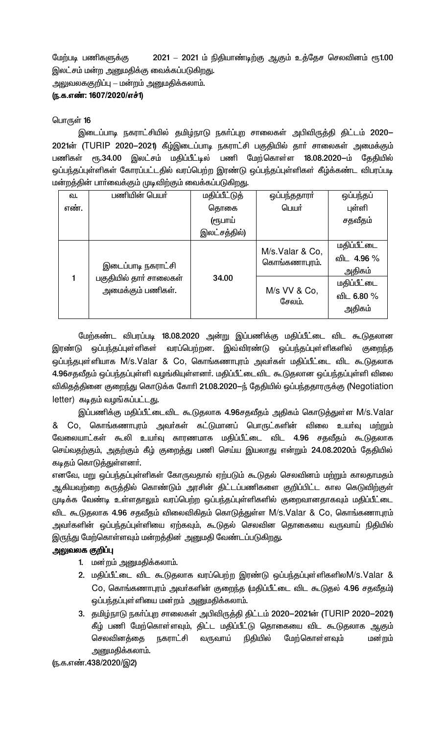மேற்படி பணிகளுக்கு 2021 – 2021 ம் நிதியாண்டிற்கு ஆகும் உத்தேச செலவினம் ரூ1.00 இலட்சம் மன்ற அனுமதிக்கு வைக்கப்படுகிறது.

அலுவலககுறிப்பு – மன்றம் அனுமதிக்கலாம்.

**(ந.க.எண்: 1607/2020/எச்1)**

பொருள் **16**

இடைப்பாடி நகராட்சியில் தமிழ்நாடு நகர்ப்புற சாலைகள் அபிவிருத்தி திட்டம் **2020–2021**ன் (TURIP 2020–2021) கீழ்இடைப்பாடி நகராட்சி பகுதியில் தார் சாலைகள் அமைக்கும் பணிகள் ரூ.**34.00** இலட்சம் மதிப்பீட்டில் பணி மேற்கொள்ள **18.08.2020**–ம் தேதியில் ஒப்பந்தப்புள்ளிகள் கோரப்பட்டதில் வரப்பெற்ற இரண்டு ஒப்பந்தப்புள்ளிகள் கீழ்க்கண்ட விபரப்படி மன்றத்தின் பார்வைக்கும் முடிவிற்கும் வைக்கப்படுகிறது.

| வ. எண். | பணியின் பெயர் | மதிப்பீட்டுத் தொகை (ரூபாய் இலட்சத்தில்) | ஒப்பந்ததாரர் பெயர் | ஒப்பந்தப் புள்ளி சதவீதம் |
|---|---|---|---|---|
| 1 | இடைப்பாடி நகராட்சி பகுதியில் தார் சாலைகள் அமைக்கும் பணிகள். | 34.00 | M/s.Valar & Co, கொங்கணாபுரம். | மதிப்பீட்டை விட **4.96** % அதிகம் |
| | | | M/s VV & Co, சேலம். | மதிப்பீட்டை விட **6.80** % அதிகம் |

மேற்கண்ட விபரப்படி **18.08.2020** அன்று இப்பணிக்கு மதிப்பீட்டை விட கூடுதலான இரண்டு ஒப்பந்தப்புள்ளிகள் வரப்பெற்றன. இவ்விரண்டு ஒப்பந்தப்புள்ளிகளில் குறைந்த ஒப்பந்தபுள்ளியாக M/s.Valar & Co, கொங்கணாபுரம் அவர்கள் மதிப்பீட்டை விட கூடுதலாக **4.96**சதவீதம் ஒப்பந்தப்புள்ளி வழங்கியுள்ளனர். மதிப்பீட்டைவிட கூடுதலான ஒப்பந்தப்புள்ளி விலை விகிதத்தினை குறைந்து கொடுக்க கோரி **21.08.2020**–ந் தேதியில் ஒப்பந்ததாரருக்கு (Negotiation letter) கடிதம் வழங்கப்பட்டது.

இப்பணிக்கு மதிப்பீட்டைவிட கூடுதலாக **4.96**சதவீதம் அதிகம் கொடுத்துள்ள M/s.Valar & Co, கொங்கணாபுரம் அவர்கள் கட்டுமானப் பொருட்களின் விலை உயர்வு மற்றும் வேலையாட்கள் கூலி உயர்வு காரணமாக மதிப்பீட்டை விட **4.96** சதவீதம் கூடுதலாக செய்வதற்கும், அதற்கும் கீழ் குறைத்து பணி செய்ய இயலாது என்றும் **24.08.2020**ம் தேதியில் கடிதம் கொடுத்துள்ளனர்.

எனவே, மறு ஒப்பந்தப்புள்ளிகள் கோருவதால் ஏற்படும் கூடுதல் செலவினம் மற்றும் காலதாமதம் ஆகியவற்றை கருத்தில் கொண்டும் அரசின் திட்டப்பணிகளை குறிப்பிட்ட கால கெடுவிற்குள் முடிக்க வேண்டி உள்ளதாலும் வரப்பெற்ற ஒப்பந்தப்புள்ளிகளில் குறைவானதாகவும் மதிப்பீட்டை விட கூடுதலாக **4.96** சதவீதம் விலைவிகிதம் கொடுத்துள்ள M/s.Valar & Co, கொங்கணாபுரம் அவர்களின் ஒப்பந்தப்புள்ளியை ஏற்கவும், கூடுதல் செலவின தொகையை வருவாய் நிதியில் இருந்து மேற்கொள்ளவும் மன்றத்தின் அனுமதி வேண்டப்படுகிறது.

**அலுவலக குறிப்பு**

1. மன்றம் அனுமதிக்கலாம்.
2. மதிப்பீட்டை விட கூடுதலாக வரப்பெற்ற இரண்டு ஒப்பந்தப்புள்ளிகளிலM/s.Valar & Co, கொங்கணாபுரம் அவர்களின் குறைந்த (மதிப்பீட்டை விட கூடுதல் **4.96** சதவீதம்) ஒப்பந்தப்புள்ளியை மன்றம் அனுமதிக்கலாம்.
3. தமிழ்நாடு நகர்ப்புற சாலைகள் அபிவிருத்தி திட்டம் **2020–2021**ன் (TURIP 2020–2021) கீழ் பணி மேற்கொள்ளவும், திட்ட மதிப்பீட்டு தொகையை விட கூடுதலாக ஆகும் செலவினத்தை நகராட்சி வருவாய் நிதியில் மேற்கொள்ளவும் மன்றம் அனுமதிக்கலாம்.

(ந.க.எண்.438/2020/இ2)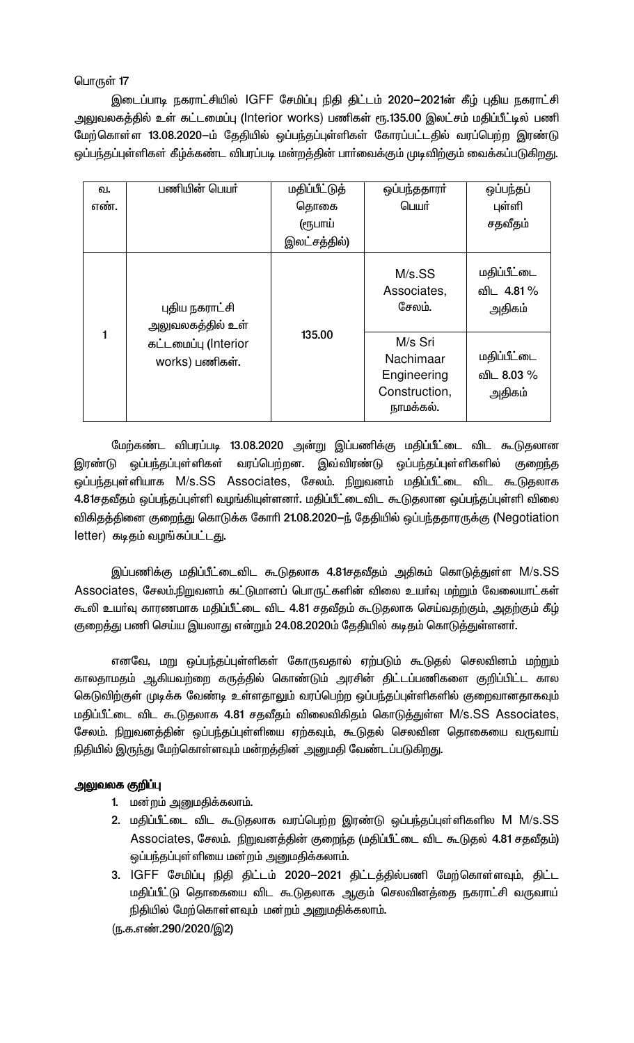பொருள் 17

இடைப்பாடி நகராட்சியில் IGFF சேமிப்பு நிதி திட்டம் 2020–2021ன் கீழ் புதிய நகராட்சி அலுவலகத்தில் உள் கட்டமைப்பு (Interior works) பணிகள் ரூ.135.00 இலட்சம் மதிப்பீட்டில் பணி மேற்கொள்ள 13.08.2020–ம் தேதியில் ஒப்பந்தப்புள்ளிகள் கோரப்பட்டதில் வரப்பெற்ற இரண்டு ஒப்பந்தப்புள்ளிகள் கீழ்க்கண்ட விபரப்படி மன்றத்தின் பார்வைக்கும் முடிவிற்கும் வைக்கப்படுகிறது.

| வ. எண். | பணியின் பெயர் | மதிப்பீட்டுத் தொகை (ரூபாய் இலட்சத்தில்) | ஒப்பந்ததாரர் பெயர் | ஒப்பந்தப் புள்ளி சதவீதம் |
|---|---|---|---|---|
| 1 | புதிய நகராட்சி அலுவலகத்தில் உள் கட்டமைப்பு (Interior works) பணிகள். | 135.00 | M/s.SS Associates, சேலம். | மதிப்பீட்டை விட 4.81 % அதிகம் |
| | | | M/s Sri Nachimaar Engineering Construction, நாமக்கல். | மதிப்பீட்டை விட 8.03 % அதிகம் |

மேற்கண்ட விபரப்படி 13.08.2020 அன்று இப்பணிக்கு மதிப்பீட்டை விட கூடுதலான இரண்டு ஒப்பந்தப்புள்ளிகள் வரப்பெற்றன. இவ்விரண்டு ஒப்பந்தப்புள்ளிகளில் குறைந்த ஒப்பந்தபுள்ளியாக M/s.SS Associates, சேலம். நிறுவனம் மதிப்பீட்டை விட கூடுதலாக 4.81சதவீதம் ஒப்பந்தப்புள்ளி வழங்கியுள்ளனர். மதிப்பீட்டைவிட கூடுதலான ஒப்பந்தப்புள்ளி விலை விகிதத்தினை குறைந்து கொடுக்க கோரி 21.08.2020–ந் தேதியில் ஒப்பந்ததாரருக்கு (Negotiation letter) கடிதம் வழங்கப்பட்டது.

இப்பணிக்கு மதிப்பீட்டைவிட கூடுதலாக 4.81சதவீதம் அதிகம் கொடுத்துள்ள M/s.SS Associates, சேலம்.நிறுவனம் கட்டுமானப் பொருட்களின் விலை உயர்வு மற்றும் வேலையாட்கள் கூலி உயர்வு காரணமாக மதிப்பீட்டை விட 4.81 சதவீதம் கூடுதலாக செய்வதற்கும், அதற்கும் கீழ் குறைத்து பணி செய்ய இயலாது என்றும் 24.08.2020ம் தேதியில் கடிதம் கொடுத்துள்ளனர்.

எனவே, மறு ஒப்பந்தப்புள்ளிகள் கோருவதால் ஏற்படும் கூடுதல் செலவினம் மற்றும் காலதாமதம் ஆகியவற்றை கருத்தில் கொண்டும் அரசின் திட்டப்பணிகளை குறிப்பிட்ட கால கெடுவிற்குள் முடிக்க வேண்டி உள்ளதாலும் வரப்பெற்ற ஒப்பந்தப்புள்ளிகளில் குறைவானதாகவும் மதிப்பீட்டை விட கூடுதலாக 4.81 சதவீதம் விலைவிகிதம் கொடுத்துள்ள M/s.SS Associates, சேலம். நிறுவனத்தின் ஒப்பந்தப்புள்ளியை ஏற்கவும், கூடுதல் செலவின தொகையை வருவாய் நிதியில் இருந்து மேற்கொள்ளவும் மன்றத்தின் அனுமதி வேண்டப்படுகிறது.

**அலுவலக குறிப்பு**

1. மன்றம் அனுமதிக்கலாம்.
2. மதிப்பீட்டை விட கூடுதலாக வரப்பெற்ற இரண்டு ஒப்பந்தப்புள்ளிகளில M M/s.SS Associates, சேலம். நிறுவனத்தின் குறைந்த (மதிப்பீட்டை விட கூடுதல் 4.81 சதவீதம்) ஒப்பந்தப்புள்ளியை மன்றம் அனுமதிக்கலாம்.
3. IGFF சேமிப்பு நிதி திட்டம் 2020–2021 திட்டத்தில்பணி மேற்கொள்ளவும், திட்ட மதிப்பீட்டு தொகையை விட கூடுதலாக ஆகும் செலவினத்தை நகராட்சி வருவாய் நிதியில் மேற்கொள்ளவும் மன்றம் அனுமதிக்கலாம்.

(ந.க.எண்.290/2020/இ2)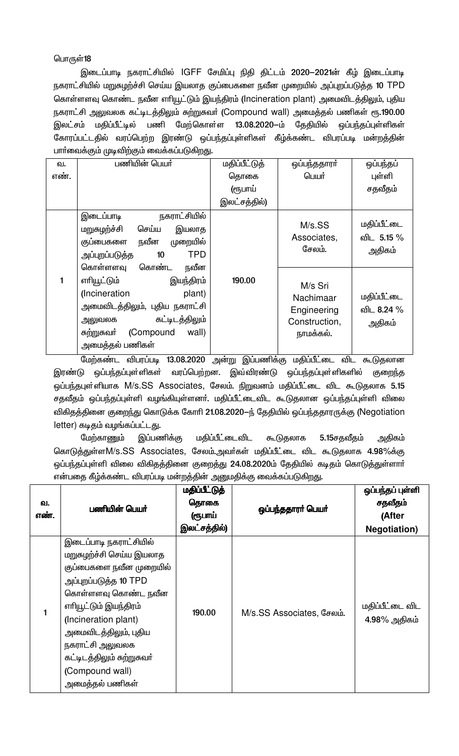பொருள்18

இடைப்பாடி நகராட்சியில் IGFF சேமிப்பு நிதி திட்டம் 2020–2021ன் கீழ் இடைப்பாடி நகராட்சியில் மறுசுழற்ச்சி செய்ய இயலாத குப்பைகளை நவீன முறையில் அப்புறப்படுத்த 10 TPD கொள்ளளவு கொண்ட நவீன எரியூட்டும் இயந்திரம் (Incineration plant) அமைவிடத்திலும், புதிய நகராட்சி அலுவலக கட்டிடத்திலும் சுற்றுசுவர் (Compound wall) அமைத்தல் பணிகள் ரூ.190.00 இலட்சம் மதிப்பீட்டில் பணி மேற்கொள்ள 13.08.2020–ம் தேதியில் ஒப்பந்தப்புள்ளிகள் கோரப்பட்டதில் வரப்பெற்ற இரண்டு ஒப்பந்தப்புள்ளிகள் கீழ்க்கண்ட விபரப்படி மன்றத்தின் பார்வைக்கும் முடிவிற்கும் வைக்கப்படுகிறது.

| வ. எண். | பணியின் பெயர் | மதிப்பீட்டுத் தொகை (ரூபாய் இலட்சத்தில்) | ஒப்பந்ததாரர் பெயர் | ஒப்பந்தப் புள்ளி சதவீதம் |
|---|---|---|---|---|
| 1 | இடைப்பாடி நகராட்சியில் மறுசுழற்ச்சி செய்ய இயலாத குப்பைகளை நவீன முறையில் அப்புறப்படுத்த 10 TPD கொள்ளளவு கொண்ட நவீன எரியூட்டும் இயந்திரம் (Incineration plant) அமைவிடத்திலும், புதிய நகராட்சி அலுவலக கட்டிடத்திலும் சுற்றுசுவர் (Compound wall) அமைத்தல் பணிகள் | 190.00 | M/s.SS Associates, சேலம். | மதிப்பீட்டை விட 5.15 % அதிகம் |
| | | | M/s Sri Nachimaar Engineering Construction, நாமக்கல். | மதிப்பீட்டை விட 8.24 % அதிகம் |

மேற்கண்ட விபரப்படி 13.08.2020 அன்று இப்பணிக்கு மதிப்பீட்டை விட கூடுதலான இரண்டு ஒப்பந்தப்புள்ளிகள் வரப்பெற்றன. இவ்விரண்டு ஒப்பந்தப்புள்ளிகளில் குறைந்த ஒப்பந்தபுள்ளியாக M/s.SS Associates, சேலம். நிறுவனம் மதிப்பீட்டை விட கூடுதலாக 5.15 சதவீதம் ஒப்பந்தப்புள்ளி வழங்கியுள்ளனர். மதிப்பீட்டைவிட கூடுதலான ஒப்பந்தப்புள்ளி விலை விகிதத்தினை குறைந்து கொடுக்க கோரி 21.08.2020–ந் தேதியில் ஒப்பந்ததாரருக்கு (Negotiation letter) கடிதம் வழங்கப்பட்டது.

மேற்காணும் இப்பணிக்கு மதிப்பீட்டைவிட கூடுதலாக 5.15சதவீதம் அதிகம் கொடுத்துள்ளM/s.SS Associates, சேலம்.அவர்கள் மதிப்பீட்டை விட கூடுதலாக 4.98%க்கு ஒப்பந்தப்புள்ளி விலை விகிதத்தினை குறைத்து 24.08.2020ம் தேதியில் கடிதம் கொடுத்துள்ளார் என்பதை கீழ்க்கண்ட விபரப்படி மன்றத்தின் அனுமதிக்கு வைக்கப்படுகிறது.

| வ. எண். | பணியின் பெயர் | மதிப்பீட்டுத் தொகை (ரூபாய் இலட்சத்தில்) | ஒப்பந்ததாரர் பெயர் | ஒப்பந்தப் புள்ளி சதவீதம் (After Negotiation) |
|---|---|---|---|---|
| 1 | இடைப்பாடி நகராட்சியில் மறுசுழற்ச்சி செய்ய இயலாத குப்பைகளை நவீன முறையில் அப்புறப்படுத்த 10 TPD கொள்ளளவு கொண்ட நவீன எரியூட்டும் இயந்திரம் (Incineration plant) அமைவிடத்திலும், புதிய நகராட்சி அலுவலக கட்டிடத்திலும் சுற்றுசுவர் (Compound wall) அமைத்தல் பணிகள் | 190.00 | M/s.SS Associates, சேலம். | மதிப்பீட்டை விட 4.98% அதிகம் |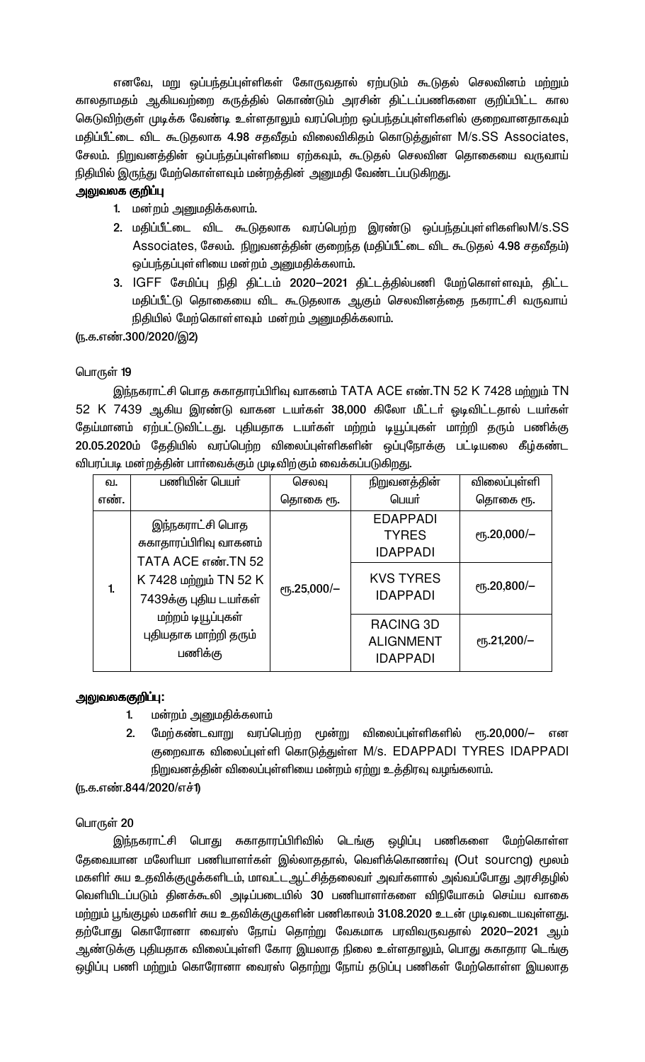எனவே, மறு ஒப்பந்தப்புள்ளிகள் கோருவதால் ஏற்படும் கூடுதல் செலவினம் மற்றும் காலதாமதம் ஆகியவற்றை கருத்தில் கொண்டும் அரசின் திட்டப்பணிகளை குறிப்பிட்ட கால கெடுவிற்குள் முடிக்க வேண்டி உள்ளதாலும் வரப்பெற்ற ஒப்பந்தப்புள்ளிகளில் குறைவானதாகவும் மதிப்பீட்டை விட கூடுதலாக 4.98 சதவீதம் விலைவிகிதம் கொடுத்துள்ள M/s.SS Associates, சேலம். நிறுவனத்தின் ஒப்பந்தப்புள்ளியை ஏற்கவும், கூடுதல் செலவின தொகையை வருவாய் நிதியில் இருந்து மேற்கொள்ளவும் மன்றத்தின் அனுமதி வேண்டப்படுகிறது.

**அலுவலக குறிப்பு**

1. மன்றம் அனுமதிக்கலாம்.
2. மதிப்பீட்டை விட கூடுதலாக வரப்பெற்ற இரண்டு ஒப்பந்தப்புள்ளிகளில்M/s.SS Associates, சேலம். நிறுவனத்தின் குறைந்த (மதிப்பீட்டை விட கூடுதல் 4.98 சதவீதம்) ஒப்பந்தப்புள்ளியை மன்றம் அனுமதிக்கலாம்.
3. IGFF சேமிப்பு நிதி திட்டம் 2020-2021 திட்டத்தில்பணி மேற்கொள்ளவும், திட்ட மதிப்பீட்டு தொகையை விட கூடுதலாக ஆகும் செலவினத்தை நகராட்சி வருவாய் நிதியில் மேற்கொள்ளவும் மன்றம் அனுமதிக்கலாம்.

(ந.க.எண்.300/2020/இ2)

பொருள் 19

இந்நகராட்சி பொத சுகாதாரப்பிரிவு வாகனம் TATA ACE எண்.TN 52 K 7428 மற்றும் TN 52 K 7439 ஆகிய இரண்டு வாகன டயர்கள் 38,000 கிலோ மீட்டர் ஓடிவிட்டதால் டயர்கள் தேய்மானம் ஏற்பட்டுவிட்டது. புதியதாக டயர்கள் மற்றும் டியூப்புகள் மாற்றி தரும் பணிக்கு 20.05.2020ம் தேதியில் வரப்பெற்ற விலைப்புள்ளிகளின் ஒப்புநோக்கு பட்டியலை கீழ்கண்ட விபரப்படி மன்றத்தின் பார்வைக்கும் முடிவிற்கும் வைக்கப்படுகிறது.

| வ. எண். | பணியின் பெயர் | செலவு தொகை ரூ. | நிறுவனத்தின் பெயர் | விலைப்புள்ளி தொகை ரூ. |
|---|---|---|---|---|
| 1. | இந்நகராட்சி பொத சுகாதாரப்பிரிவு வாகனம் TATA ACE எண்.TN 52 K 7428 மற்றும் TN 52 K 7439க்கு புதிய டயர்கள் மற்றும் டியூப்புகள் புதியதாக மாற்றி தரும் பணிக்கு | ரூ.25,000/- | EDAPPADI TYRES IDAPPADI | ரூ.20,000/- |
| | | | KVS TYRES IDAPPADI | ரூ.20,800/- |
| | | | RACING 3D ALIGNMENT IDAPPADI | ரூ.21,200/- |

**அலுவலககுறிப்பு:**

1. மன்றம் அனுமதிக்கலாம்
2. மேற்கண்டவாறு வரப்பெற்ற மூன்று விலைப்புள்ளிகளில் ரூ.20,000/- என குறைவாக விலைப்புள்ளி கொடுத்துள்ள M/s. EDAPPADI TYRES IDAPPADI நிறுவனத்தின் விலைப்புள்ளியை மன்றம் ஏற்று உத்திரவு வழங்கலாம்.

(ந.க.எண்.844/2020/எச்1)

பொருள் 20

இந்நகராட்சி பொது சுகாதாரப்பிரிவில் டெங்கு ஒழிப்பு பணிகளை மேற்கொள்ள தேவையான மலேரியா பணியாளர்கள் இல்லாததால், வெளிக்கொணர்வு (Out sourcng) மூலம் மகளிர் சுய உதவிக்குழுக்களிடம், மாவட்டஆட்சித்தலைவர் அவர்களால் அவ்வப்போது அரசிதழில் வெளியிடப்படும் தினக்கூலி அடிப்படையில் 30 பணியாளர்களை விநியோகம் செய்ய வாகை மற்றும் பூங்குழல் மகளிர் சுய உதவிக்குழுகளின் பணிகாலம் 31.08.2020 உடன் முடிவடையவுள்ளது. தற்போது கொரோனா வைரஸ் நோய் தொற்று வேகமாக பரவிவருவதால் 2020-2021 ஆம் ஆண்டுக்கு புதியதாக விலைப்புள்ளி கோர இயலாத நிலை உள்ளதாலும், பொது சுகாதார டெங்கு ஒழிப்பு பணி மற்றும் கொரோனா வைரஸ் தொற்று நோய் தடுப்பு பணிகள் மேற்கொள்ள இயலாத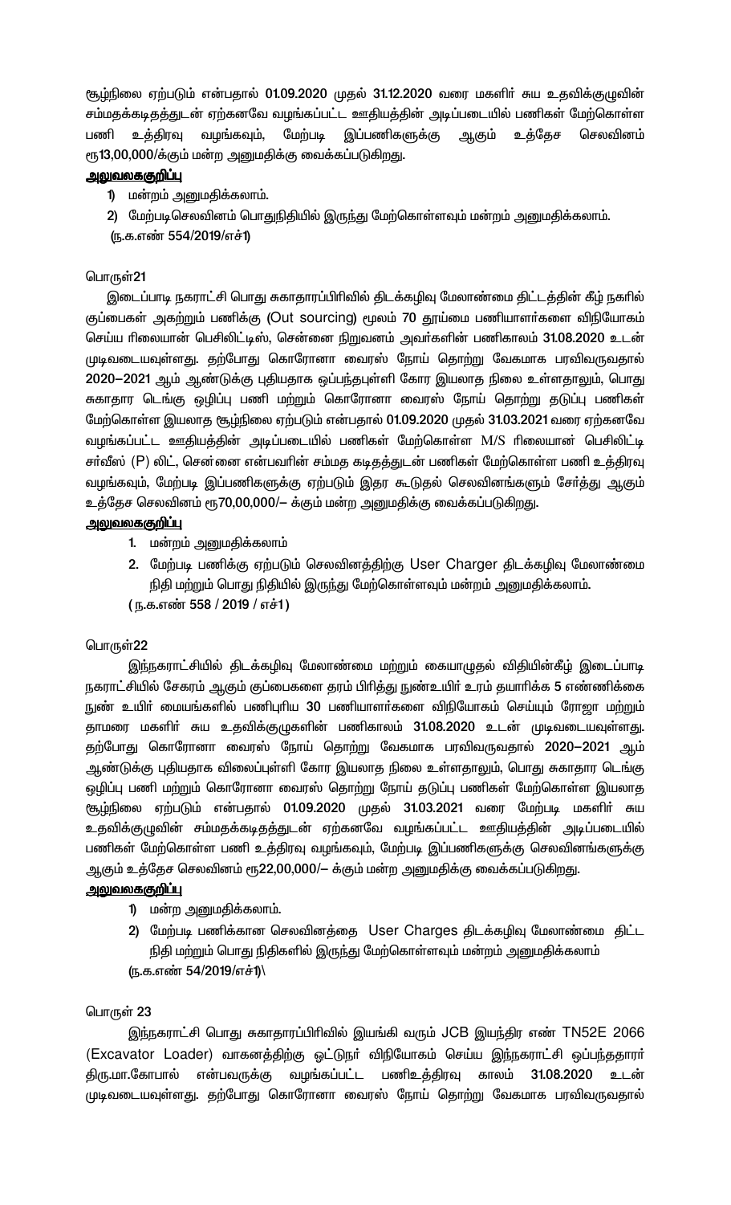சூழ்நிலை ஏற்படும் என்பதால் 01.09.2020 முதல் 31.12.2020 வரை மகளிர் சுய உதவிக்குழுவின் சம்மதக்கடிதத்துடன் ஏற்கனவே வழங்கப்பட்ட ஊதியத்தின் அடிப்படையில் பணிகள் மேற்கொள்ள பணி உத்திரவு வழங்கவும், மேற்படி இப்பணிகளுக்கு ஆகும் உத்தேச செலவினம் ரூ13,00,000/க்கும் மன்ற அனுமதிக்கு வைக்கப்படுகிறது.

**அலுவலககுறிப்பு**

1) மன்றம் அனுமதிக்கலாம்.
2) மேற்படிசெலவினம் பொதுநிதியில் இருந்து மேற்கொள்ளவும் மன்றம் அனுமதிக்கலாம்.

(ந.க.எண் 554/2019/எச்1)

பொருள்21

இடைப்பாடி நகராட்சி பொது சுகாதாரப்பிரிவில் திடக்கழிவு மேலாண்மை திட்டத்தின் கீழ் நகரில் குப்பைகள் அகற்றும் பணிக்கு (Out sourcing) மூலம் 70 தூய்மை பணியாளர்களை விநியோகம் செய்ய ரிலையான் பெசிலிட்டிஸ், சென்னை நிறுவனம் அவர்களின் பணிகாலம் 31.08.2020 உடன் முடிவடையவுள்ளது. தற்போது கொரோனா வைரஸ் நோய் தொற்று வேகமாக பரவிவருவதால் 2020–2021 ஆம் ஆண்டுக்கு புதியதாக ஒப்பந்தபுள்ளி கோர இயலாத நிலை உள்ளதாலும், பொது சுகாதார டெங்கு ஒழிப்பு பணி மற்றும் கொரோனா வைரஸ் நோய் தொற்று தடுப்பு பணிகள் மேற்கொள்ள இயலாத சூழ்நிலை ஏற்படும் என்பதால் 01.09.2020 முதல் 31.03.2021 வரை ஏற்கனவே வழங்கப்பட்ட ஊதியத்தின் அடிப்படையில் பணிகள் மேற்கொள்ள M/S ரிலையான் பெசிலிட்டி சா்வீஸ் (P) லிட், சென்னை என்பவரின் சம்மத கடிதத்துடன் பணிகள் மேற்கொள்ள பணி உத்திரவு வழங்கவும், மேற்படி இப்பணிகளுக்கு ஏற்படும் இதர கூடுதல் செலவினங்களும் சேர்த்து ஆகும் உத்தேச செலவினம் ரூ70,00,000/– க்கும் மன்ற அனுமதிக்கு வைக்கப்படுகிறது.

**அலுவலககுறிப்பு**

1. மன்றம் அனுமதிக்கலாம்
2. மேற்படி பணிக்கு ஏற்படும் செலவினத்திற்கு User Charger திடக்கழிவு மேலாண்மை நிதி மற்றும் பொது நிதியில் இருந்து மேற்கொள்ளவும் மன்றம் அனுமதிக்கலாம்.

( ந.க.எண் 558 / 2019 / எச்1 )

பொருள்22

இந்நகராட்சியில் திடக்கழிவு மேலாண்மை மற்றும் கையாழுதல் விதியின்கீழ் இடைப்பாடி நகராட்சியில் சேகரம் ஆகும் குப்பைகளை தரம் பிரித்து நுண்உயிர் உரம் தயாரிக்க 5 எண்ணிக்கை நுண் உயிர் மையங்களில் பணிபுரிய 30 பணியாளர்களை விநியோகம் செய்யும் ரோஜா மற்றும் தாமரை மகளிர் சுய உதவிக்குழுகளின் பணிகாலம் 31.08.2020 உடன் முடிவடையவுள்ளது. தற்போது கொரோனா வைரஸ் நோய் தொற்று வேகமாக பரவிவருவதால் 2020–2021 ஆம் ஆண்டுக்கு புதியதாக விலைப்புள்ளி கோர இயலாத நிலை உள்ளதாலும், பொது சுகாதார டெங்கு ஒழிப்பு பணி மற்றும் கொரோனா வைரஸ் தொற்று நோய் தடுப்பு பணிகள் மேற்கொள்ள இயலாத சூழ்நிலை ஏற்படும் என்பதால் 01.09.2020 முதல் 31.03.2021 வரை மேற்படி மகளிர் சுய உதவிக்குழுவின் சம்மதக்கடிதத்துடன் ஏற்கனவே வழங்கப்பட்ட ஊதியத்தின் அடிப்படையில் பணிகள் மேற்கொள்ள பணி உத்திரவு வழங்கவும், மேற்படி இப்பணிகளுக்கு செலவினங்களுக்கு ஆகும் உத்தேச செலவினம் ரூ22,00,000/– க்கும் மன்ற அனுமதிக்கு வைக்கப்படுகிறது.

**அலுவலககுறிப்பு**

1) மன்ற அனுமதிக்கலாம்.
2) மேற்படி பணிக்கான செலவினத்தை User Charges திடக்கழிவு மேலாண்மை திட்ட நிதி மற்றும் பொது நிதிகளில் இருந்து மேற்கொள்ளவும் மன்றம் அனுமதிக்கலாம்

(ந.க.எண் 54/2019/எச்1)\

பொருள் 23

இந்நகராட்சி பொது சுகாதாரப்பிரிவில் இயங்கி வரும் JCB இயந்திர எண் TN52E 2066 (Excavator Loader) வாகனத்திற்கு ஓட்டுநர் விநியோகம் செய்ய இந்நகராட்சி ஒப்பந்ததாரர் திரு.மா.கோபால் என்பவருக்கு வழங்கப்பட்ட பணிஉத்திரவு காலம் 31.08.2020 உடன் முடிவடையவுள்ளது. தற்போது கொரோனா வைரஸ் நோய் தொற்று வேகமாக பரவிவருவதால்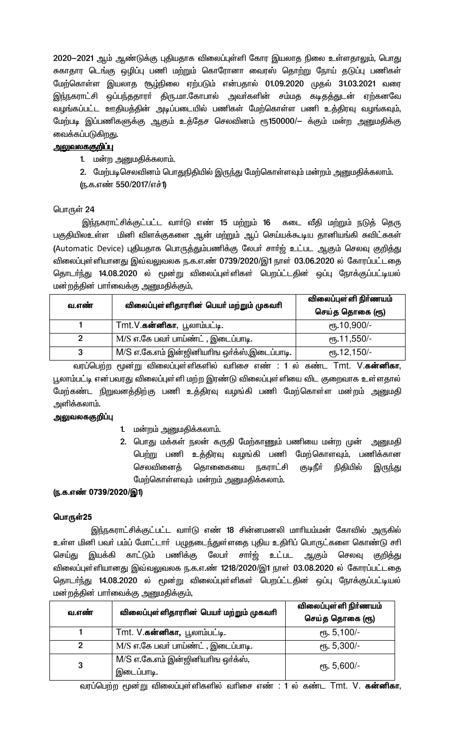2020–2021 ஆம் ஆண்டுக்கு புதியதாக விலைப்புள்ளி கோர இயலாத நிலை உள்ளதாலும், பொது சுகாதார டெங்கு ஒழிப்பு பணி மற்றும் கொரோனா வைரஸ் தொற்று நோய் தடுப்பு பணிகள் மேற்கொள்ள இயலாத சூழ்நிலை ஏற்படும் என்பதால் 01.09.2020 முதல் 31.03.2021 வரை இந்நகராட்சி ஒப்பந்ததாரர் திரு.மா.கோபால் அவர்களின் சம்மத கடிதத்துடன் ஏற்கனவே வழங்கப்பட்ட ஊதியத்தின் அடிப்படையில் பணிகள் மேற்கொள்ள பணி உத்திரவு வழங்கவும், மேற்படி இப்பணிகளுக்கு ஆகும் உத்தேச செலவினம் ரூ150000/– க்கும் மன்ற அனுமதிக்கு வைக்கப்படுகிறது.

**அலுவலககுறிப்பு**

1. மன்ற அனுமதிக்கலாம்.
2. மேற்படிசெலவினம் பொதுநிதியில் இருந்து மேற்கொள்ளவும் மன்றம் அனுமதிக்கலாம்.

(ந.க.எண் 550/2017/எச்1)

பொருள் 24

இந்நகராட்சிக்குட்பட்ட வார்டு எண் 15 மற்றும் 16 கடை வீதி மற்றும் நடுத் தெரு பகுதியிலஉள்ள மினி விளக்குகளை ஆன் மற்றும் ஆப் செய்யக்கூடிய தானியங்கி சுவிட்சுகள் (Automatic Device) புதியதாக பொருத்தும்பணிக்கு லேபர் சார்ஜ் உட்பட ஆகும் செலவு குறித்து விலைப்புள்ளியானது இவ்வலுவலக ந.க.எண் 0739/2020/இ1 நாள் 03.06.2020 ல் கோரப்பட்டதை தொடர்ந்து 14.08.2020 ல் மூன்று விலைப்புள்ளிகள் பெறப்பட்டதின் ஒப்பு நோக்குப்பட்டியல் மன்றத்தின் பார்வைக்கு அனுமதிக்கும்,

| வ.எண் | விலைப்புள்ளிதாரரின் பெயர் மற்றும் முகவரி | விலைப்புள்ளி நிர்ணயம் செய்த தொகை (ரூ) |
|---|---|---|
| 1 | Tmt.V.**கன்னிகா**, பூலாம்பட்டி. | ரூ.10,900/- |
| 2 | M/S எ.கே பவர் பாய்ண்ட் , இடைப்பாடி. | ரூ.11,550/- |
| 3 | M/S எ.கே.எம் இன்ஜினியரிங ஒர்க்ஸ்,இடைப்பாடி. | ரூ.12,150/- |

வரப்பெற்ற மூன்று விலைப்புள்ளிகளில் வரிசை எண் : 1 ல் கண்ட Tmt. V.**கன்னிகா**, பூலாம்பட்டி என்பவரது விலைப்புள்ளி மற்ற இரண்டு விலைப்புள்ளியை விட குறைவாக உள்ளதால் மேற்கண்ட நிறுவனத்திற்கு பணி உத்திரவு வழங்கி பணி மேற்கொள்ள மன்றம் அனுமதி அளிக்கலாம்.

**அலுவலககுறிப்பு**

1. மன்றம் அனுமதிக்கலாம்.
2. பொது மக்கள் நலன் கருதி மேற்காணும் பணியை மன்ற முன் அனுமதி பெற்று பணி உத்திரவு வழங்கி பணி மேற்கொளவும், பணிக்கான செலவினைத் தொகையை நகராட்சி குடிநீர் நிதியில் இருந்து மேற்கொள்ளவும் மன்றம் அனுமதிக்கலாம்.

**(ந.க.எண் 0739/2020/இ1)**

**பொருள்25**

இந்நகராட்சிக்குட்பட்ட வார்டு எண் 18 சின்னமனலி மாரியம்மன் கோவில் அருகில் உள்ள மினி பவர் பம்ப் மோட்டார் பழுதடைந்துள்ளதை புதிய உதிரிப் பொருட்களை கொண்டு சரி செய்து இயக்கி காட்டும் பணிக்கு லேபர் சார்ஜ் உட்பட ஆகும் செலவு குறித்து விலைப்புள்ளியானது இவ்வலுவலக ந.க.எண் 1218/2020/இ1 நாள் 03.08.2020 ல் கோரப்பட்டதை தொடர்ந்து 14.08.2020 ல் மூன்று விலைப்புள்ளிகள் பெறப்பட்டதின் ஒப்பு நோக்குப்பட்டியல் மன்றத்தின் பார்வைக்கு அனுமதிக்கும்,

| வ.எண் | விலைப்புள்ளிதாரரின் பெயர் மற்றும் முகவரி | விலைப்புள்ளி நிர்ணயம் செய்த தொகை (ரூ) |
|---|---|---|
| 1 | Tmt. V.**கன்னிகா,** பூலாம்பட்டி. | ரூ. 5,100/- |
| 2 | M/S எ.கே பவர் பாய்ண்ட் , இடைப்பாடி. | ரூ. 5,300/- |
| 3 | M/S எ.கே.எம் இன்ஜினியரிங ஒர்க்ஸ், இடைப்பாடி. | ரூ. 5,600/- |

வரப்பெற்ற மூன்று விலைப்புள்ளிகளில் வரிசை எண் : 1 ல் கண்ட Tmt. V. **கன்னிகா**,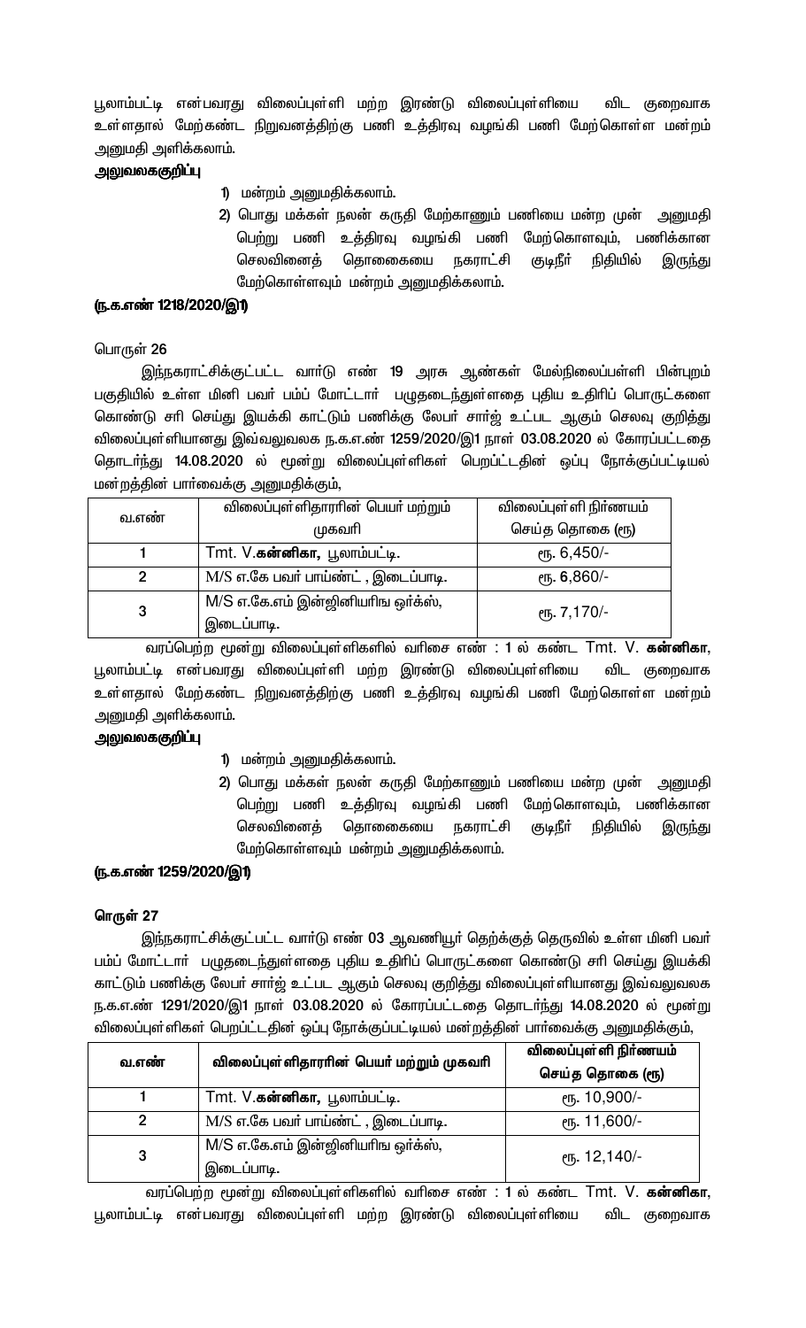பூலாம்பட்டி என்பவரது விலைப்புள்ளி மற்ற இரண்டு விலைப்புள்ளியை விட குறைவாக உள்ளதால் மேற்கண்ட நிறுவனத்திற்கு பணி உத்திரவு வழங்கி பணி மேற்கொள்ள மன்றம் அனுமதி அளிக்கலாம்.

**அலுவலககுறிப்பு**

1) மன்றம் அனுமதிக்கலாம்.
2) பொது மக்கள் நலன் கருதி மேற்காணும் பணியை மன்ற முன் அனுமதி பெற்று பணி உத்திரவு வழங்கி பணி மேற்கொளவும், பணிக்கான செலவினைத் தொகையை நகராட்சி குடிநீர் நிதியில் இருந்து மேற்கொள்ளவும் மன்றம் அனுமதிக்கலாம்.

**(ந.க.எண் 1218/2020/இ1)**

பொருள் 26

இந்நகராட்சிக்குட்பட்ட வார்டு எண் 19 அரசு ஆண்கள் மேல்நிலைப்பள்ளி பின்புறம் பகுதியில் உள்ள மினி பவர் பம்ப் மோட்டார் பழுதடைந்துள்ளதை புதிய உதிரிப் பொருட்களை கொண்டு சரி செய்து இயக்கி காட்டும் பணிக்கு லேபர் சார்ஜ் உட்பட ஆகும் செலவு குறித்து விலைப்புள்ளியானது இவ்வலுவலக ந.க.எண் 1259/2020/இ1 நாள் 03.08.2020 ல் கோரப்பட்டதை தொடர்ந்து 14.08.2020 ல் மூன்று விலைப்புள்ளிகள் பெறப்பட்டதின் ஒப்பு நோக்குப்பட்டியல் மன்றத்தின் பார்வைக்கு அனுமதிக்கும்,

| வ.எண் | விலைப்புள்ளிதாரரின் பெயர் மற்றும் முகவரி | விலைப்புள்ளி நிர்ணயம் செய்த தொகை (ரூ) |
|---|---|---|
| 1 | Tmt. V.**கன்னிகா,** பூலாம்பட்டி. | ரூ. 6,450/- |
| 2 | M/S எ.கே பவர் பாய்ண்ட் , இடைப்பாடி. | ரூ. 6,860/- |
| 3 | M/S எ.கே.எம் இன்ஜினியரிங ஒர்க்ஸ், இடைப்பாடி. | ரூ. 7,170/- |

வரப்பெற்ற மூன்று விலைப்புள்ளிகளில் வரிசை எண் : 1 ல் கண்ட Tmt. V. **கன்னிகா**, பூலாம்பட்டி என்பவரது விலைப்புள்ளி மற்ற இரண்டு விலைப்புள்ளியை விட குறைவாக உள்ளதால் மேற்கண்ட நிறுவனத்திற்கு பணி உத்திரவு வழங்கி பணி மேற்கொள்ள மன்றம் அனுமதி அளிக்கலாம்.

**அலுவலககுறிப்பு**

1) மன்றம் அனுமதிக்கலாம்.
2) பொது மக்கள் நலன் கருதி மேற்காணும் பணியை மன்ற முன் அனுமதி பெற்று பணி உத்திரவு வழங்கி பணி மேற்கொளவும், பணிக்கான செலவினைத் தொகையை நகராட்சி குடிநீர் நிதியில் இருந்து மேற்கொள்ளவும் மன்றம் அனுமதிக்கலாம்.

**(ந.க.எண் 1259/2020/இ1)**

**பொருள் 27**

இந்நகராட்சிக்குட்பட்ட வார்டு எண் 03 ஆவணியூர் தெற்க்குத் தெருவில் உள்ள மினி பவர் பம்ப் மோட்டார் பழுதடைந்துள்ளதை புதிய உதிரிப் பொருட்களை கொண்டு சரி செய்து இயக்கி காட்டும் பணிக்கு லேபர் சார்ஜ் உட்பட ஆகும் செலவு குறித்து விலைப்புள்ளியானது இவ்வலுவலக ந.க.எண் 1291/2020/இ1 நாள் 03.08.2020 ல் கோரப்பட்டதை தொடர்ந்து 14.08.2020 ல் மூன்று விலைப்புள்ளிகள் பெறப்பட்டதின் ஒப்பு நோக்குப்பட்டியல் மன்றத்தின் பார்வைக்கு அனுமதிக்கும்,

| வ.எண் | விலைப்புள்ளிதாரரின் பெயர் மற்றும் முகவரி | விலைப்புள்ளி நிர்ணயம் செய்த தொகை (ரூ) |
|---|---|---|
| 1 | Tmt. V.**கன்னிகா,** பூலாம்பட்டி. | ரூ. 10,900/- |
| 2 | M/S எ.கே பவர் பாய்ண்ட் , இடைப்பாடி. | ரூ. 11,600/- |
| 3 | M/S எ.கே.எம் இன்ஜினியரிங ஒர்க்ஸ், இடைப்பாடி. | ரூ. 12,140/- |

வரப்பெற்ற மூன்று விலைப்புள்ளிகளில் வரிசை எண் : 1 ல் கண்ட Tmt. V. **கன்னிகா**, பூலாம்பட்டி என்பவரது விலைப்புள்ளி மற்ற இரண்டு விலைப்புள்ளியை விட குறைவாக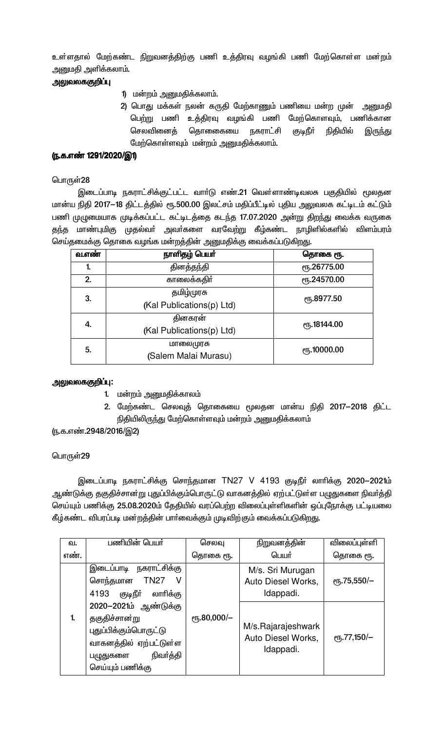உள்ளதால் மேற்கண்ட நிறுவனத்திற்கு பணி உத்திரவு வழங்கி பணி மேற்கொள்ள மன்றம் அனுமதி அளிக்கலாம்.

**அலுவலகக்குறிப்பு**

1) மன்றம் அனுமதிக்கலாம்.
2) பொது மக்கள் நலன் கருதி மேற்காணும் பணியை மன்ற முன் அனுமதி பெற்று பணி உத்திரவு வழங்கி பணி மேற்கொள்ளவும், பணிக்கான செலவினைத் தொகையை நகராட்சி குடிநீர் நிதியில் இருந்து மேற்கொள்ளவும் மன்றம் அனுமதிக்கலாம்.

**(ந.க.எண் 1291/2020/இ1)**

பொருள்28

இடைப்பாடி நகராட்சிக்குட்பட்ட வார்டு எண்.21 வெள்ளாண்டிவலசு பகுதியில் மூலதன மான்ய நிதி 2017–18 திட்டத்தில் ரூ.500.00 இலட்சம் மதிப்பீட்டில் புதிய அலுவலக கட்டிடம் கட்டும் பணி முழுமையாக முடிக்கப்பட்ட கட்டிடத்தை கடந்த 17.07.2020 அன்று திறந்து வைக்க வருகை தந்த மாண்புமிகு முதல்வர் அவர்களை வரவேற்று கீழ்கண்ட நாழிளில்களில் விளம்பரம் செய்தமைக்கு தொகை வழங்க மன்றத்தின் அனுமதிக்கு வைக்கப்படுகிறது.

| வ.எண் | நாளிதழ் பெயர் | தொகை ரூ. |
|---|---|---|
| 1. | தினத்தந்தி | ரூ.26775.00 |
| 2. | காலைக்கதிர் | ரூ.24570.00 |
| 3. | தமிழ்முரசு (Kal Publications(p) Ltd) | ரூ.8977.50 |
| 4. | தினகரன் (Kal Publications(p) Ltd) | ரூ.18144.00 |
| 5. | மாலைமுரசு (Salem Malai Murasu) | ரூ.10000.00 |

**அலுவலகக்குறிப்பு:**

1. மன்றம் அனுமதிக்காலம்
2. மேற்கண்ட செலவுத் தொகையை மூலதன மான்ய நிதி 2017–2018 திட்ட நிதியிலிருந்து மேற்கொள்ளவும் மன்றம் அனுமதிக்கலாம்

(ந.க.எண்.2948/2016/இ2)

பொருள்29

இடைப்பாடி நகராட்சிக்கு சொந்தமான TN27 V 4193 குடிநீர் லாரிக்கு 2020–2021ம் ஆண்டுக்கு தகுதிச்சான்று புதுப்பிக்கும்பொருட்டு வாகனத்தில் ஏற்பட்டுள்ள பழுதுகளை நிவர்த்தி செய்யும் பணிக்கு 25.08.2020ம் தேதியில் வரப்பெற்ற விலைப்புள்ளிகளின் ஒப்புநோக்கு பட்டியலை கீழ்கண்ட விபரப்படி மன்றத்தின் பார்வைக்கும் முடிவிற்கும் வைக்கப்படுகிறது.

| வ. எண். | பணியின் பெயர் | செலவு தொகை ரூ. | நிறுவனத்தின் பெயர் | விலைப்புள்ளி தொகை ரூ. |
|---|---|---|---|---|
| 1. | இடைப்பாடி நகராட்சிக்கு சொந்தமான TN27 V 4193 குடிநீர் லாரிக்கு 2020–2021ம் ஆண்டுக்கு தகுதிச்சான்று புதுப்பிக்கும்பொருட்டு வாகனத்தில் ஏற்பட்டுள்ள பழுதுகளை நிவர்த்தி செய்யும் பணிக்கு | ரூ.80,000/– | M/s. Sri Murugan Auto Diesel Works, Idappadi. | ரூ.75,550/– |
| | | | M/s.Rajarajeshwark Auto Diesel Works, Idappadi. | ரூ.77,150/– |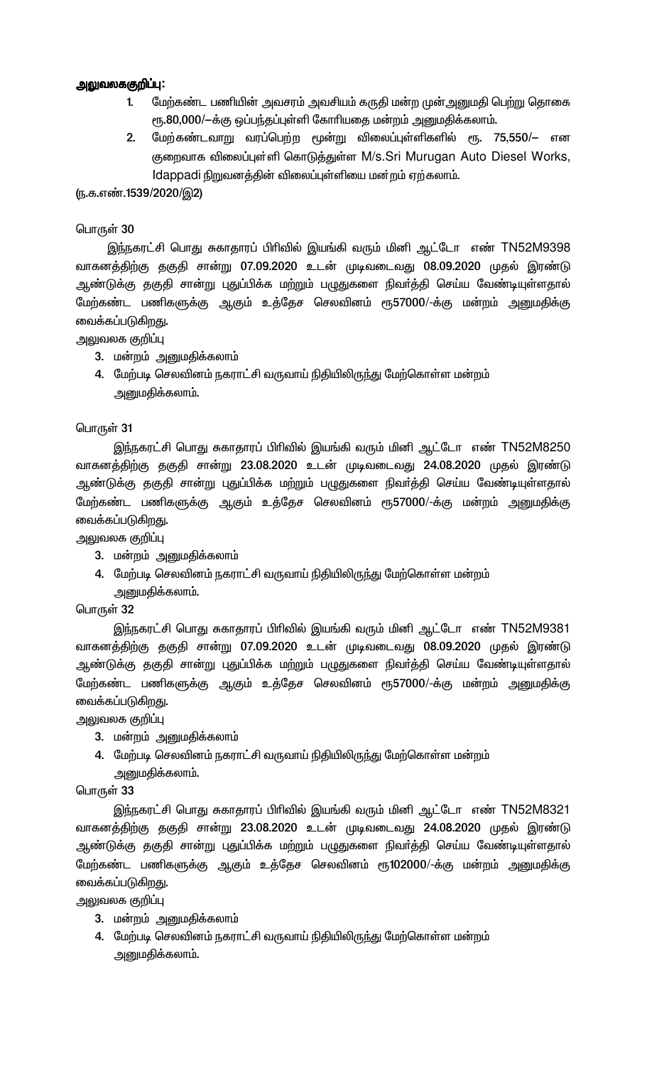**அலுவலககுறிப்பு:**

1. மேற்கண்ட பணியின் அவசரம் அவசியம் கருதி மன்ற முன்அனுமதி பெற்று தொகை ரூ.80,000/–க்கு ஒப்பந்தப்புள்ளி கோரியதை மன்றம் அனுமதிக்கலாம்.
2. மேற்கண்டவாறு வரப்பெற்ற மூன்று விலைப்புள்ளிகளில் ரூ. 75,550/– என குறைவாக விலைப்புள்ளி கொடுத்துள்ள M/s.Sri Murugan Auto Diesel Works, Idappadi நிறுவனத்தின் விலைப்புள்ளியை மன்றம் ஏற்கலாம்.

(ந.க.எண்.1539/2020/இ2)

பொருள் 30

இந்நகராட்சி பொது சுகாதாரப் பிரிவில் இயங்கி வரும் மினி ஆட்டோ எண் TN52M9398 வாகனத்திற்கு தகுதி சான்று 07.09.2020 உடன் முடிவடைவது 08.09.2020 முதல் இரண்டு ஆண்டுக்கு தகுதி சான்று புதுப்பிக்க மற்றும் பழுதுகளை நிவர்த்தி செய்ய வேண்டியுள்ளதால் மேற்கண்ட பணிகளுக்கு ஆகும் உத்தேச செலவினம் ரூ57000/-க்கு மன்றம் அனுமதிக்கு வைக்கப்படுகிறது.

அலுவலக குறிப்பு

3. மன்றம் அனுமதிக்கலாம்
4. மேற்படி செலவினம் நகராட்சி வருவாய் நிதியிலிருந்து மேற்கொள்ள மன்றம் அனுமதிக்கலாம்.

பொருள் 31

இந்நகராட்சி பொது சுகாதாரப் பிரிவில் இயங்கி வரும் மினி ஆட்டோ எண் TN52M8250 வாகனத்திற்கு தகுதி சான்று 23.08.2020 உடன் முடிவடைவது 24.08.2020 முதல் இரண்டு ஆண்டுக்கு தகுதி சான்று புதுப்பிக்க மற்றும் பழுதுகளை நிவர்த்தி செய்ய வேண்டியுள்ளதால் மேற்கண்ட பணிகளுக்கு ஆகும் உத்தேச செலவினம் ரூ57000/-க்கு மன்றம் அனுமதிக்கு வைக்கப்படுகிறது.

அலுவலக குறிப்பு

3. மன்றம் அனுமதிக்கலாம்
4. மேற்படி செலவினம் நகராட்சி வருவாய் நிதியிலிருந்து மேற்கொள்ள மன்றம் அனுமதிக்கலாம்.

பொருள் 32

இந்நகராட்சி பொது சுகாதாரப் பிரிவில் இயங்கி வரும் மினி ஆட்டோ எண் TN52M9381 வாகனத்திற்கு தகுதி சான்று 07.09.2020 உடன் முடிவடைவது 08.09.2020 முதல் இரண்டு ஆண்டுக்கு தகுதி சான்று புதுப்பிக்க மற்றும் பழுதுகளை நிவர்த்தி செய்ய வேண்டியுள்ளதால் மேற்கண்ட பணிகளுக்கு ஆகும் உத்தேச செலவினம் ரூ57000/-க்கு மன்றம் அனுமதிக்கு வைக்கப்படுகிறது.

அலுவலக குறிப்பு

3. மன்றம் அனுமதிக்கலாம்
4. மேற்படி செலவினம் நகராட்சி வருவாய் நிதியிலிருந்து மேற்கொள்ள மன்றம் அனுமதிக்கலாம்.

பொருள் 33

இந்நகராட்சி பொது சுகாதாரப் பிரிவில் இயங்கி வரும் மினி ஆட்டோ எண் TN52M8321 வாகனத்திற்கு தகுதி சான்று 23.08.2020 உடன் முடிவடைவது 24.08.2020 முதல் இரண்டு ஆண்டுக்கு தகுதி சான்று புதுப்பிக்க மற்றும் பழுதுகளை நிவர்த்தி செய்ய வேண்டியுள்ளதால் மேற்கண்ட பணிகளுக்கு ஆகும் உத்தேச செலவினம் ரூ102000/-க்கு மன்றம் அனுமதிக்கு வைக்கப்படுகிறது.

அலுவலக குறிப்பு

3. மன்றம் அனுமதிக்கலாம்
4. மேற்படி செலவினம் நகராட்சி வருவாய் நிதியிலிருந்து மேற்கொள்ள மன்றம் அனுமதிக்கலாம்.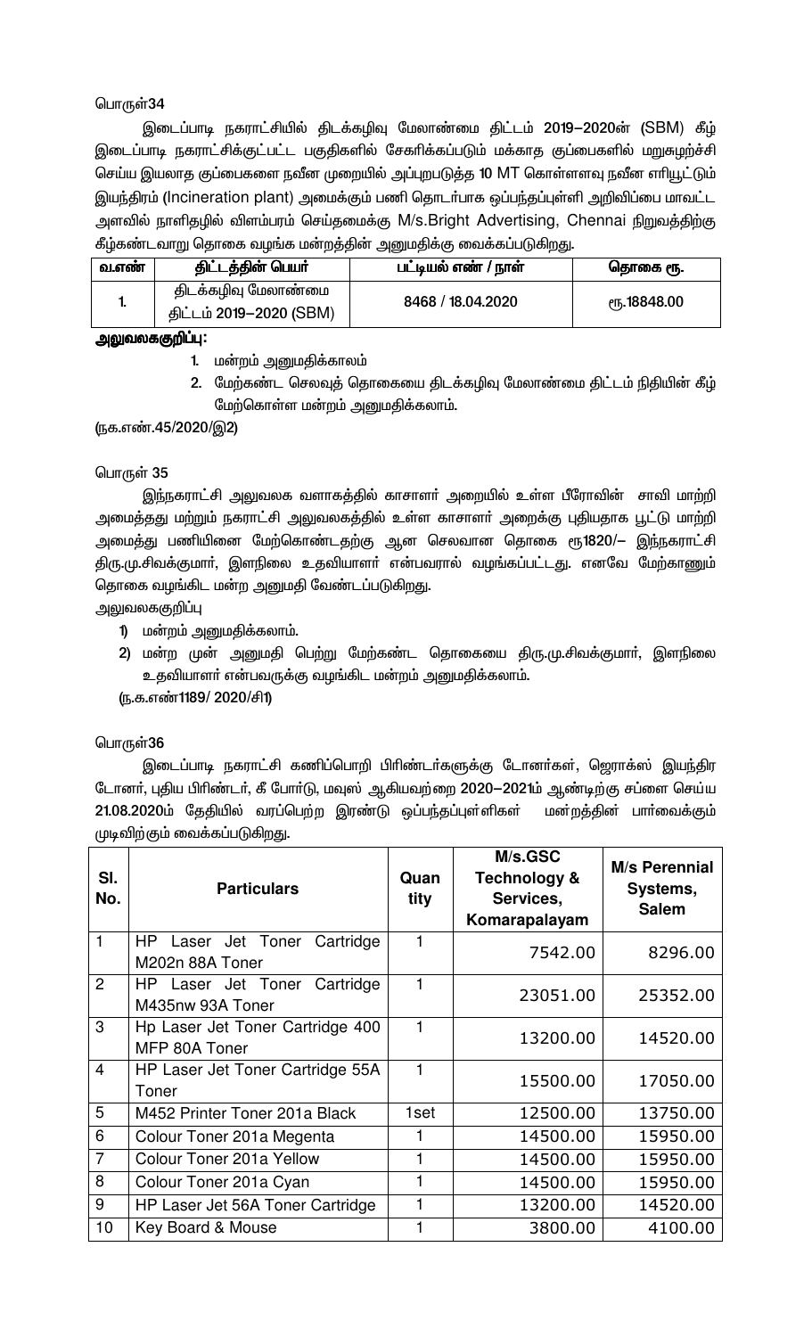பொருள்34

இடைப்பாடி நகராட்சியில் திடக்கழிவு மேலாண்மை திட்டம் 2019–2020ன் (SBM) கீழ் இடைப்பாடி நகராட்சிக்குட்பட்ட பகுதிகளில் சேகரிக்கப்படும் மக்காத குப்பைகளில் மறுசுழற்ச்சி செய்ய இயலாத குப்பைகளை நவீன முறையில் அப்புறபடுத்த 10 MT கொள்ளளவு நவீன எரியூட்டும் இயந்திரம் (Incineration plant) அமைக்கும் பணி தொடர்பாக ஒப்பந்தப்புள்ளி அறிவிப்பை மாவட்ட அளவில் நாளிதழில் விளம்பரம் செய்தமைக்கு M/s.Bright Advertising, Chennai நிறுவத்திற்கு கீழ்கண்டவாறு தொகை வழங்க மன்றத்தின் அனுமதிக்கு வைக்கப்படுகிறது.

| வ.எண் | திட்டத்தின் பெயர் | பட்டியல் எண் / நாள் | தொகை ரூ. |
|---|---|---|---|
| 1. | திடக்கழிவு மேலாண்மை திட்டம் 2019–2020 (SBM) | 8468 / 18.04.2020 | ரூ.18848.00 |

**அலுவலகக்குறிப்பு:**

1. மன்றம் அனுமதிக்காலம்
2. மேற்கண்ட செலவுத் தொகையை திடக்கழிவு மேலாண்மை திட்டம் நிதியின் கீழ் மேற்கொள்ள மன்றம் அனுமதிக்கலாம்.

(ந.க.எண்.45/2020/இ2)

பொருள் 35

இந்நகராட்சி அலுவலக வளாகத்தில் காசாளர் அறையில் உள்ள பீரோவின் சாவி மாற்றி அமைத்தது மற்றும் நகராட்சி அலுவலகத்தில் உள்ள காசாளர் அறைக்கு புதியதாக பூட்டு மாற்றி அமைத்து பணியினை மேற்கொண்டதற்கு ஆன செலவான தொகை ரூ1820/– இந்நகராட்சி திரு.மு.சிவக்குமார், இளநிலை உதவியாளர் என்பவரால் வழங்கப்பட்டது. எனவே மேற்காணும் தொகை வழங்கிட மன்ற அனுமதி வேண்டப்படுகிறது.

அலுவலககுறிப்பு

1) மன்றம் அனுமதிக்கலாம்.
2) மன்ற முன் அனுமதி பெற்று மேற்கண்ட தொகையை திரு.மு.சிவக்குமார், இளநிலை உதவியாளர் என்பவருக்கு வழங்கிட மன்றம் அனுமதிக்கலாம்.

(ந.க.எண்1189/ 2020/சி1)

பொருள்36

இடைப்பாடி நகராட்சி கணிப்பொறி பிரிண்டர்களுக்கு டோனர்கள், ஜெராக்ஸ் இயந்திர டோனர், புதிய பிரிண்டர், கீ போர்டு, மவுஸ் ஆகியவற்றை 2020–2021ம் ஆண்டிற்கு சப்ளை செய்ய 21.08.2020ம் தேதியில் வரப்பெற்ற இரண்டு ஒப்பந்தப்புள்ளிகள் மன்றத்தின் பார்வைக்கும் முடிவிற்கும் வைக்கப்படுகிறது.

| Sl. No. | Particulars | Quantity | M/s.GSC Technology & Services, Komarapalayam | M/s Perennial Systems, Salem |
|---|---|---|---|---|
| 1 | HP Laser Jet Toner Cartridge M202n 88A Toner | 1 | 7542.00 | 8296.00 |
| 2 | HP Laser Jet Toner Cartridge M435nw 93A Toner | 1 | 23051.00 | 25352.00 |
| 3 | Hp Laser Jet Toner Cartridge 400 MFP 80A Toner | 1 | 13200.00 | 14520.00 |
| 4 | HP Laser Jet Toner Cartridge 55A Toner | 1 | 15500.00 | 17050.00 |
| 5 | M452 Printer Toner 201a Black | 1set | 12500.00 | 13750.00 |
| 6 | Colour Toner 201a Megenta | 1 | 14500.00 | 15950.00 |
| 7 | Colour Toner 201a Yellow | 1 | 14500.00 | 15950.00 |
| 8 | Colour Toner 201a Cyan | 1 | 14500.00 | 15950.00 |
| 9 | HP Laser Jet 56A Toner Cartridge | 1 | 13200.00 | 14520.00 |
| 10 | Key Board & Mouse | 1 | 3800.00 | 4100.00 |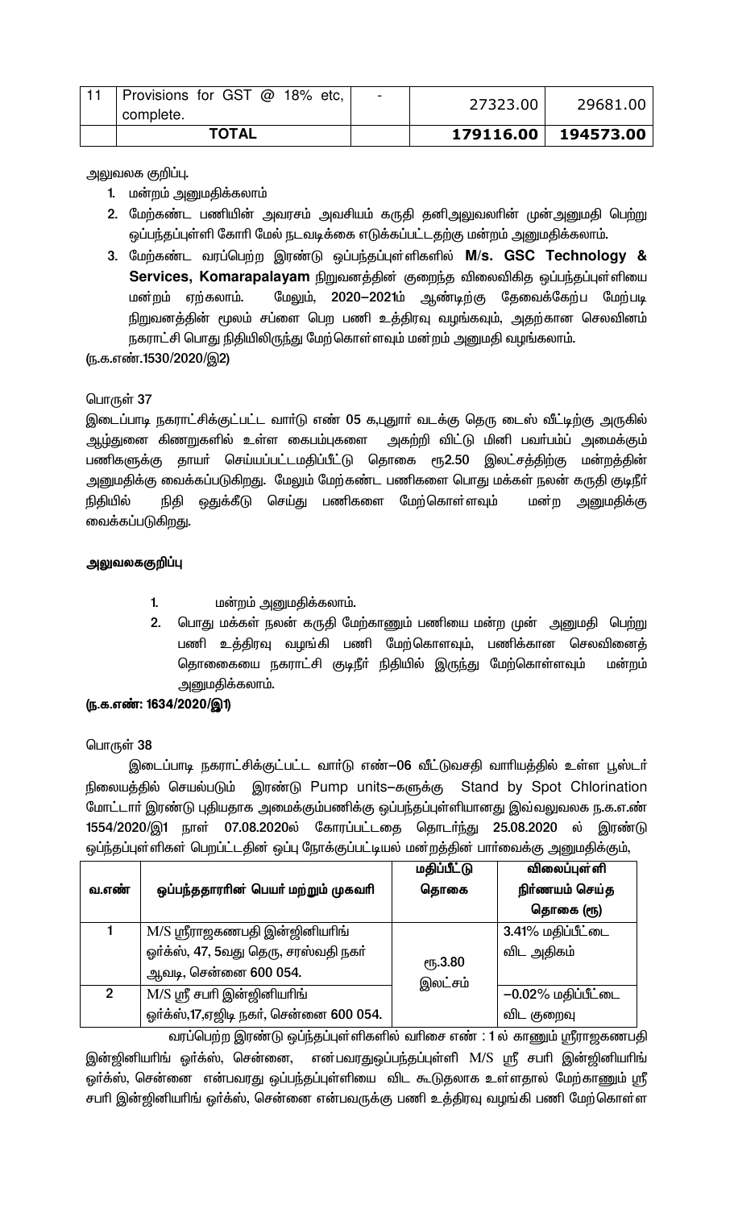| 11 | Provisions for GST @ 18% etc, complete. | - | 27323.00 | 29681.00 |
|---|---|---|---|---|
| | **TOTAL** | | **179116.00** | **194573.00** |

அலுவலக குறிப்பு.

1. மன்றம் அனுமதிக்கலாம்
2. மேற்கண்ட பணியின் அவரசம் அவசியம் கருதி தனிஅலுவலரின் முன்அனுமதி பெற்று ஒப்பந்தப்புள்ளி கோரி மேல் நடவடிக்கை எடுக்கப்பட்டதற்கு மன்றம் அனுமதிக்கலாம்.
3. மேற்கண்ட வரப்பெற்ற இரண்டு ஒப்பந்தப்புள்ளிகளில் **M/s. GSC Technology & Services, Komarapalayam** நிறுவனத்தின் குறைந்த விலைவிகித ஒப்பந்தப்புள்ளியை மன்றம் ஏற்கலாம். மேலும், **2020–2021ம்** ஆண்டிற்கு தேவைக்கேற்ப மேற்படி நிறுவனத்தின் மூலம் சப்ளை பெற பணி உத்திரவு வழங்கவும், அதற்கான செலவினம் நகராட்சி பொது நிதியிலிருந்து மேற்கொள்ளவும் மன்றம் அனுமதி வழங்கலாம்.

(ந.க.எண்.1530/2020/இ2)

பொருள் 37

இடைப்பாடி நகராட்சிக்குட்பட்ட வார்டு எண் 05 க,புதுார் வடக்கு தெரு டைஸ் வீட்டிற்கு அருகில் ஆழ்துளை கிணறுகளில் உள்ள கைபம்புகளை அகற்றி விட்டு மினி பவர்பம்ப் அமைக்கும் பணிகளுக்கு தாயர் செய்யப்பட்டமதிப்பீட்டு தொகை ரூ2.50 இலட்சத்திற்கு மன்றத்தின் அனுமதிக்கு வைக்கப்படுகிறது. மேலும் மேற்கண்ட பணிகளை பொது மக்கள் நலன் கருதி குடிநீர் நிதியில் நிதி ஒதுக்கீடு செய்து பணிகளை மேற்கொள்ளவும் மன்ற அனுமதிக்கு வைக்கப்படுகிறது.

**அலுவலககுறிப்பு**

1. மன்றம் அனுமதிக்கலாம்.
2. பொது மக்கள் நலன் கருதி மேற்காணும் பணியை மன்ற முன் அனுமதி பெற்று பணி உத்திரவு வழங்கி பணி மேற்கொளவும், பணிக்கான செலவினைத் தொகையை நகராட்சி குடிநீர் நிதியில் இருந்து மேற்கொள்ளவும் மன்றம் அனுமதிக்கலாம்.

**(ந.க.எண்: 1634/2020/இ1)**

பொருள் 38

இடைப்பாடி நகராட்சிக்குட்பட்ட வார்டு எண்–06 வீட்டுவசதி வாரியத்தில் உள்ள பூஸ்டர் நிலையத்தில் செயல்படும் இரண்டு Pump units–களுக்கு Stand by Spot Chlorination மோட்டார் இரண்டு புதியதாக அமைக்கும்பணிக்கு ஒப்பந்தப்புள்ளியானது இவ்வலுவலக ந.க.எ.ண் 1554/2020/இ1 நாள் 07.08.2020ல் கோரப்பட்டதை தொடர்ந்து 25.08.2020 ல் இரண்டு ஒப்ந்தப்புள்ளிகள் பெறப்பட்டதின் ஒப்பு நோக்குப்பட்டியல் மன்றத்தின் பார்வைக்கு அனுமதிக்கும்,

| வ.எண் | ஒப்பந்ததாரரின் பெயர் மற்றும் முகவரி | மதிப்பீட்டு தொகை | விலைப்புள்ளி நிர்ணயம் செய்த தொகை (ரூ) |
|---|---|---|---|
| 1 | M/S ஸ்ரீராஜகணபதி இன்ஜினியரிங் ஒர்க்ஸ், 47, 5வது தெரு, சரஸ்வதி நகர் ஆவடி, சென்னை 600 054. | ரூ.3.80 இலட்சம் | 3.41% மதிப்பீட்டை விட அதிகம் |
| 2 | M/S ஸ்ரீ சபரி இன்ஜினியரிங் ஒர்க்ஸ்,17,ஏஜிடி நகர், சென்னை 600 054. | | –0.02% மதிப்பீட்டை விட குறைவு |

வரப்பெற்ற இரண்டு ஒப்ந்தப்புள்ளிகளில் வரிசை எண் : 1 ல் காணும் ஸ்ரீராஜகணபதி இன்ஜினியரிங் ஒர்க்ஸ், சென்னை, என்பவரதுஒப்பந்தப்புள்ளி M/S ஸ்ரீ சபரி இன்ஜினியரிங் ஒர்க்ஸ், சென்னை என்பவரது ஒப்பந்தப்புள்ளியை விட கூடுதலாக உள்ளதால் மேற்காணும் ஸ்ரீ சபரி இன்ஜினியரிங் ஒர்க்ஸ், சென்னை என்பவருக்கு பணி உத்திரவு வழங்கி பணி மேற்கொள்ள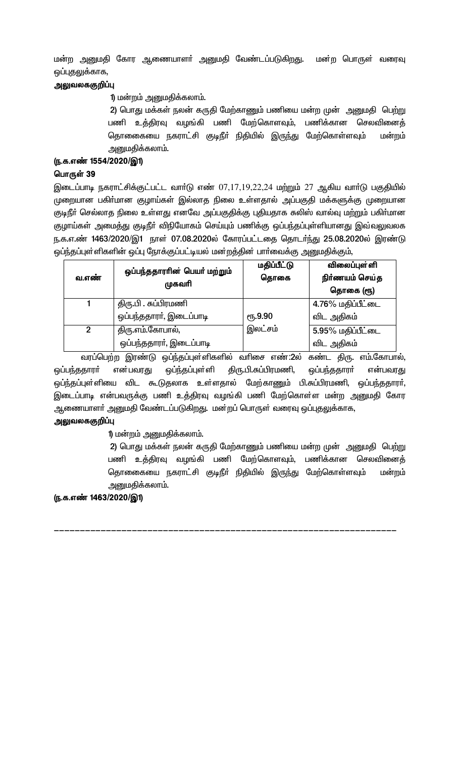மன்ற அனுமதி கோர ஆணையாளர் அனுமதி வேண்டப்படுகிறது. மன்ற பொருள் வரைவு ஒப்புதலுக்காக,

**அலுவலககுறிப்பு**

1) மன்றம் அனுமதிக்கலாம்.

2) பொது மக்கள் நலன் கருதி மேற்காணும் பணியை மன்ற முன் அனுமதி பெற்று பணி உத்திரவு வழங்கி பணி மேற்கொளவும், பணிக்கான செலவினைத் தொகையை நகராட்சி குடிநீர் நிதியில் இருந்து மேற்கொள்ளவும் மன்றம் அனுமதிக்கலாம்.

**(ந.க.எண் 1554/2020/இ1)**

**பொருள் 39**

இடைப்பாடி நகராட்சிக்குட்பட்ட வார்டு எண் 07,17,19,22,24 மற்றும் 27 ஆகிய வார்டு பகுதியில் முறையான பகிர்மான குழாய்கள் இல்லாத நிலை உள்ளதால் அப்பகுதி மக்களுக்கு முறையான குடிநீர் செல்லாத நிலை உள்ளது எனவே அப்பகுதிக்கு புதியதாக சுலிஸ் வால்வு மற்றும் பகிர்மான குழாய்கள் அமைத்து குடிநீர் விநியோகம் செய்யும் பணிக்கு ஒப்பந்தப்புள்ளியானது இவ்வலுவலக ந.க.எ.ண் 1463/2020/இ1 நாள் 07.08.2020ல் கோரப்பட்டதை தொடர்ந்து 25.08.2020ல் இரண்டு ஒப்ந்தப்புள்ளிகளின் ஒப்பு நோக்குப்பட்டியல் மன்றத்தின் பார்வைக்கு அனுமதிக்கும்,

| வ.எண் | ஒப்பந்ததாரரின் பெயர் மற்றும் முகவரி | மதிப்பீட்டு தொகை | விலைப்புள்ளி நிர்ணயம் செய்த தொகை (ரூ) |
|---|---|---|---|
| 1 | திரு.பி . சுப்பிரமணி<br>ஒப்பந்ததாரர், இடைப்பாடி | ரூ.9.90 இலட்சம் | 4.76% மதிப்பீட்டை விட அதிகம் |
| 2 | திரு.எம்.கோபால்,<br>ஒப்பந்ததாரர், இடைப்பாடி | | 5.95% மதிப்பீட்டை விட அதிகம் |

வரப்பெற்ற இரண்டு ஒப்ந்தப்புள்ளிகளில் வரிசை எண்:2ல் கண்ட திரு. எம்.கோபால், ஒப்பந்ததாரர் என்பவரது ஒப்ந்தப்புள்ளி திரு.பி.சுப்பிரமணி, ஒப்பந்ததாரர் என்பவரது ஒப்ந்தப்புள்ளியை விட கூடுதலாக உள்ளதால் மேற்காணும் பி.சுப்பிரமணி, ஒப்பந்ததாரர், இடைப்பாடி என்பவருக்கு பணி உத்திரவு வழங்கி பணி மேற்கொள்ள மன்ற அனுமதி கோர ஆணையாளர் அனுமதி வேண்டப்படுகிறது. மன்றப் பொருள் வரைவு ஒப்புதலுக்காக,

**அலுவலககுறிப்பு**

1) மன்றம் அனுமதிக்கலாம்.

2) பொது மக்கள் நலன் கருதி மேற்காணும் பணியை மன்ற முன் அனுமதி பெற்று பணி உத்திரவு வழங்கி பணி மேற்கொளவும், பணிக்கான செலவினைத் தொகையை நகராட்சி குடிநீர் நிதியில் இருந்து மேற்கொள்ளவும் மன்றம் அனுமதிக்கலாம்.

**(ந.க.எண் 1463/2020/இ1)**

---